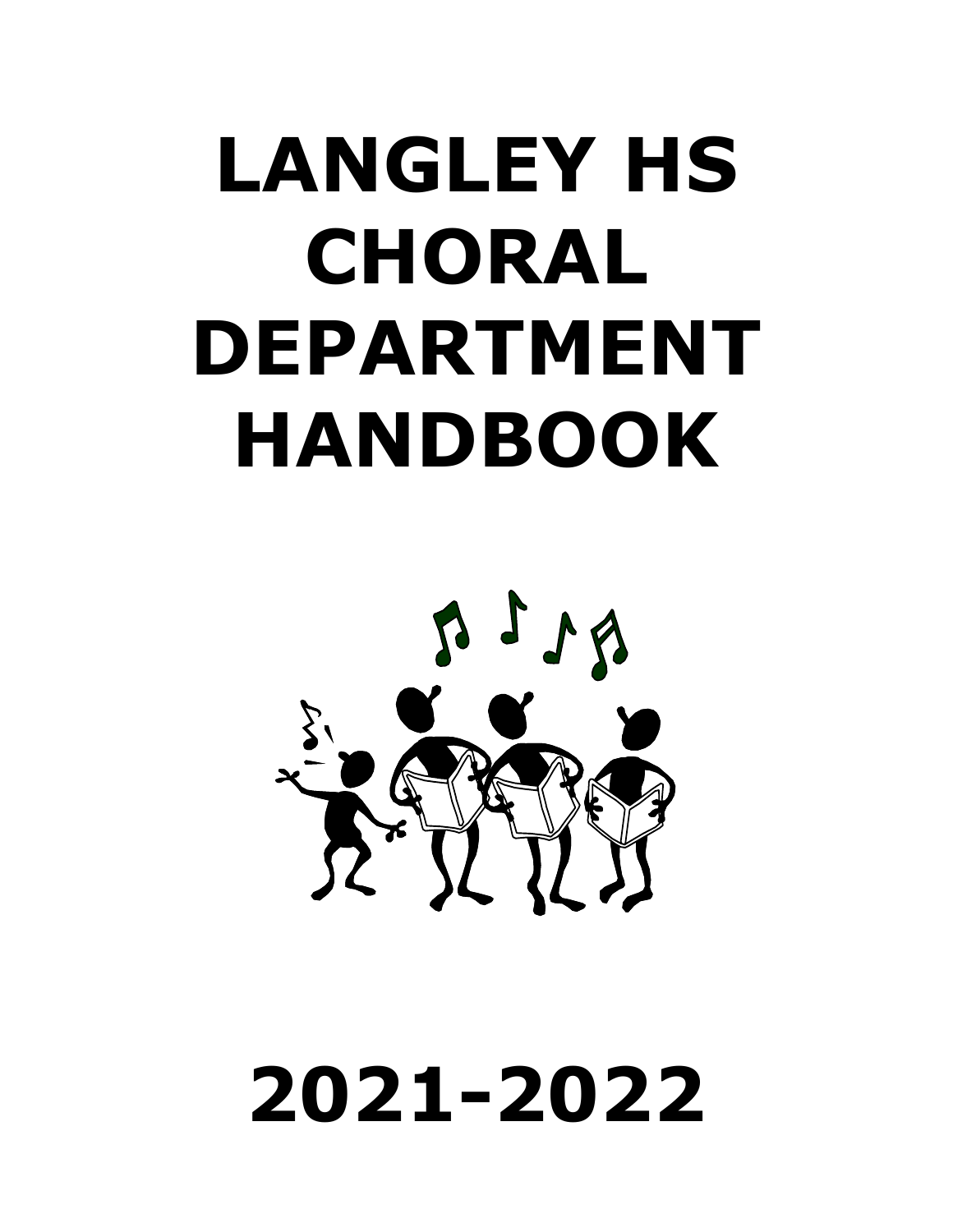# LANGLEY HS CHORAL DEPARTMENT HANDBOOK

# 2021-2022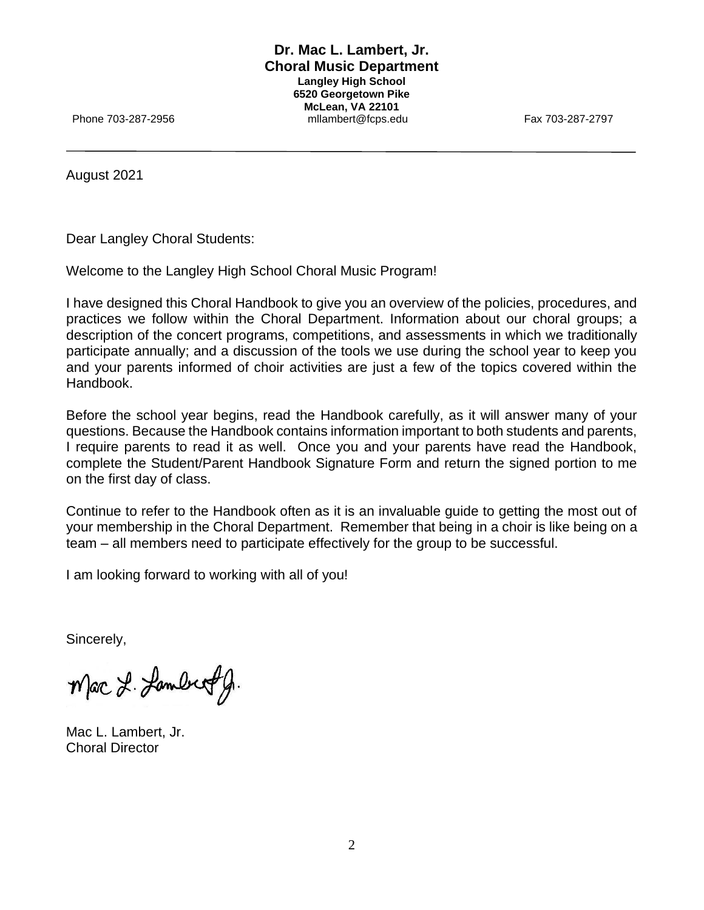**Dr. Mac L. Lambert, Jr.**
**Choral Music Department**
**Langley High School**
**6520 Georgetown Pike**
**McLean, VA 22101**

Phone 703-287-2956 mllambert@fcps.edu Fax 703-287-2797

---

August 2021

Dear Langley Choral Students:

Welcome to the Langley High School Choral Music Program!

I have designed this Choral Handbook to give you an overview of the policies, procedures, and practices we follow within the Choral Department. Information about our choral groups; a description of the concert programs, competitions, and assessments in which we traditionally participate annually; and a discussion of the tools we use during the school year to keep you and your parents informed of choir activities are just a few of the topics covered within the Handbook.

Before the school year begins, read the Handbook carefully, as it will answer many of your questions. Because the Handbook contains information important to both students and parents, I require parents to read it as well. Once you and your parents have read the Handbook, complete the Student/Parent Handbook Signature Form and return the signed portion to me on the first day of class.

Continue to refer to the Handbook often as it is an invaluable guide to getting the most out of your membership in the Choral Department. Remember that being in a choir is like being on a team – all members need to participate effectively for the group to be successful.

I am looking forward to working with all of you!

Sincerely,

Mac L. Lambert, Jr.

Mac L. Lambert, Jr.
Choral Director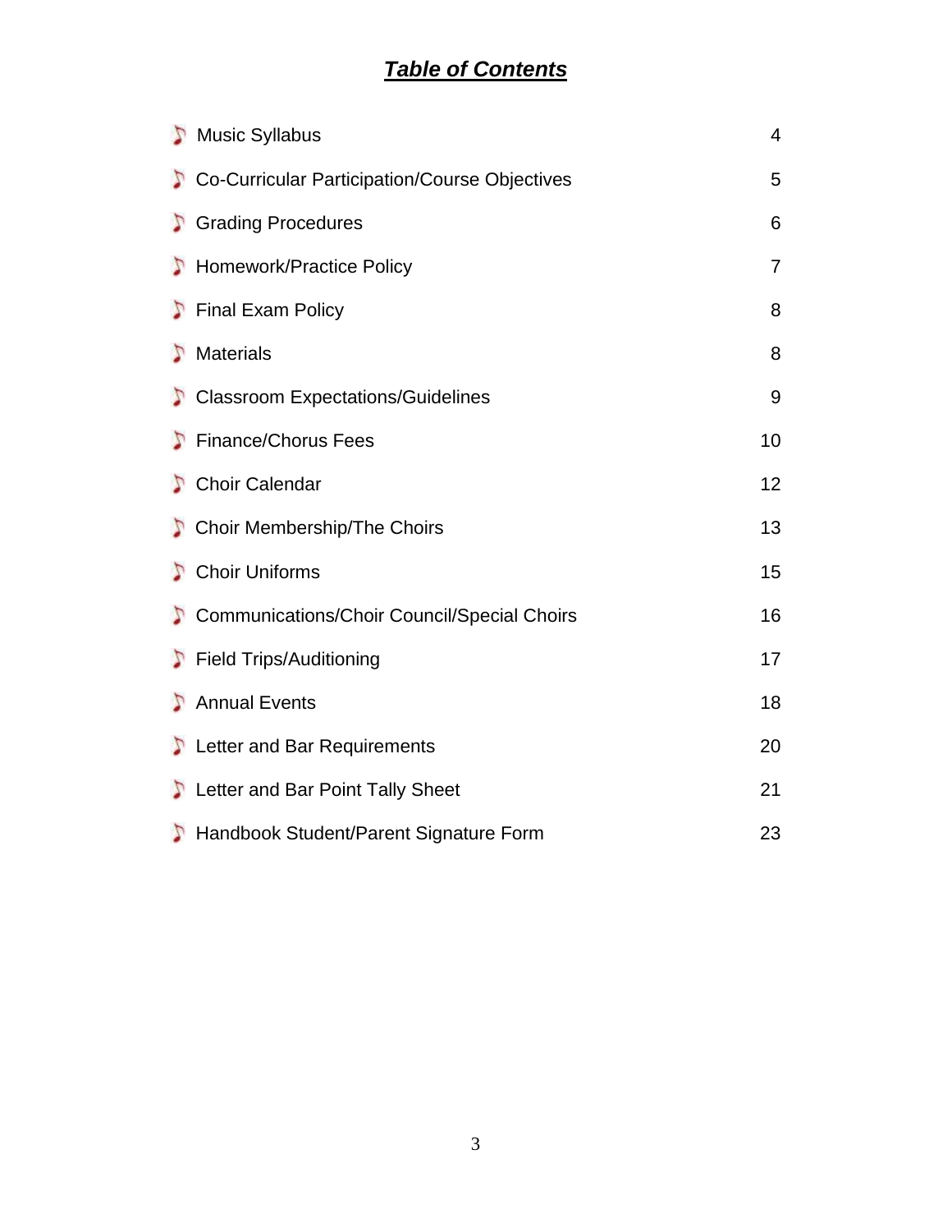# ***Table of Contents***

| Section | Page |
|---|---|
| Music Syllabus | 4 |
| Co-Curricular Participation/Course Objectives | 5 |
| Grading Procedures | 6 |
| Homework/Practice Policy | 7 |
| Final Exam Policy | 8 |
| Materials | 8 |
| Classroom Expectations/Guidelines | 9 |
| Finance/Chorus Fees | 10 |
| Choir Calendar | 12 |
| Choir Membership/The Choirs | 13 |
| Choir Uniforms | 15 |
| Communications/Choir Council/Special Choirs | 16 |
| Field Trips/Auditioning | 17 |
| Annual Events | 18 |
| Letter and Bar Requirements | 20 |
| Letter and Bar Point Tally Sheet | 21 |
| Handbook Student/Parent Signature Form | 23 |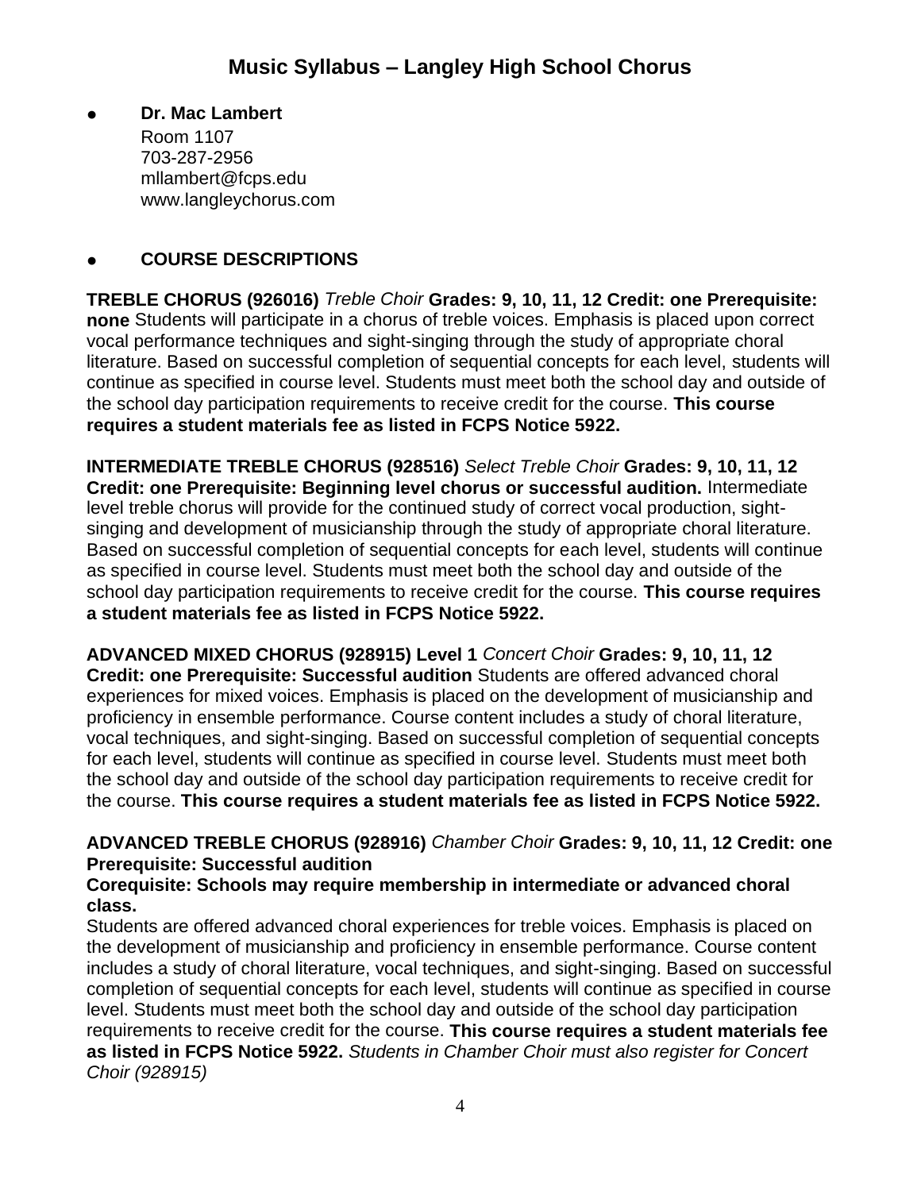# Music Syllabus – Langley High School Chorus

- **Dr. Mac Lambert**
  Room 1107
  703-287-2956
  mllambert@fcps.edu
  www.langleychorus.com

- **COURSE DESCRIPTIONS**

**TREBLE CHORUS (926016)** *Treble Choir* **Grades: 9, 10, 11, 12 Credit: one Prerequisite: none** Students will participate in a chorus of treble voices. Emphasis is placed upon correct vocal performance techniques and sight-singing through the study of appropriate choral literature. Based on successful completion of sequential concepts for each level, students will continue as specified in course level. Students must meet both the school day and outside of the school day participation requirements to receive credit for the course. **This course requires a student materials fee as listed in FCPS Notice 5922.**

**INTERMEDIATE TREBLE CHORUS (928516)** *Select Treble Choir* **Grades: 9, 10, 11, 12 Credit: one Prerequisite: Beginning level chorus or successful audition.** Intermediate level treble chorus will provide for the continued study of correct vocal production, sight-singing and development of musicianship through the study of appropriate choral literature. Based on successful completion of sequential concepts for each level, students will continue as specified in course level. Students must meet both the school day and outside of the school day participation requirements to receive credit for the course. **This course requires a student materials fee as listed in FCPS Notice 5922.**

**ADVANCED MIXED CHORUS (928915) Level 1** *Concert Choir* **Grades: 9, 10, 11, 12 Credit: one Prerequisite: Successful audition** Students are offered advanced choral experiences for mixed voices. Emphasis is placed on the development of musicianship and proficiency in ensemble performance. Course content includes a study of choral literature, vocal techniques, and sight-singing. Based on successful completion of sequential concepts for each level, students will continue as specified in course level. Students must meet both the school day and outside of the school day participation requirements to receive credit for the course. **This course requires a student materials fee as listed in FCPS Notice 5922.**

**ADVANCED TREBLE CHORUS (928916)** *Chamber Choir* **Grades: 9, 10, 11, 12 Credit: one Prerequisite: Successful audition**
**Corequisite: Schools may require membership in intermediate or advanced choral class.**
Students are offered advanced choral experiences for treble voices. Emphasis is placed on the development of musicianship and proficiency in ensemble performance. Course content includes a study of choral literature, vocal techniques, and sight-singing. Based on successful completion of sequential concepts for each level, students will continue as specified in course level. Students must meet both the school day and outside of the school day participation requirements to receive credit for the course. **This course requires a student materials fee as listed in FCPS Notice 5922.** *Students in Chamber Choir must also register for Concert Choir (928915)*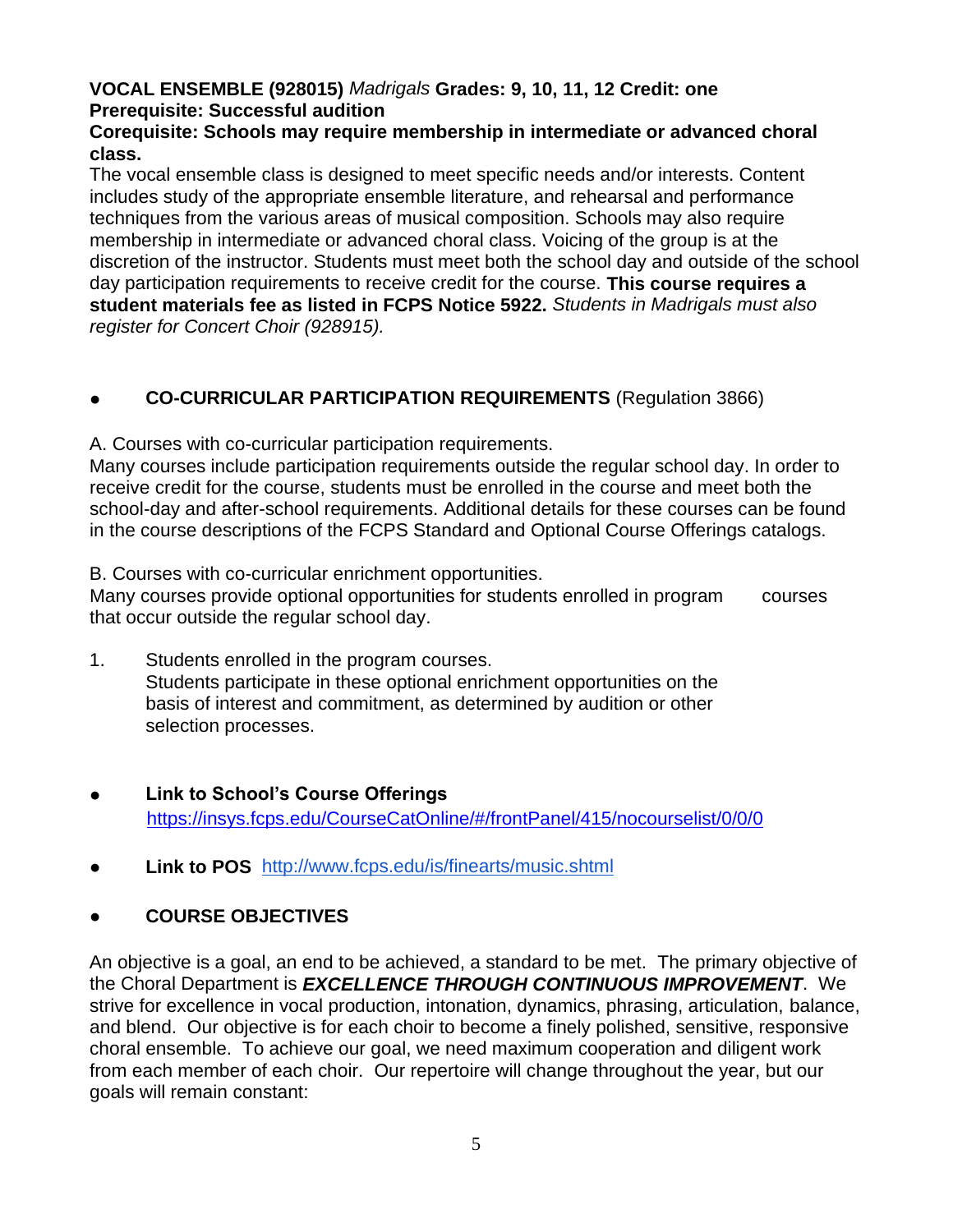**VOCAL ENSEMBLE (928015)** *Madrigals* **Grades: 9, 10, 11, 12 Credit: one**
**Prerequisite: Successful audition**
**Corequisite: Schools may require membership in intermediate or advanced choral class.**

The vocal ensemble class is designed to meet specific needs and/or interests. Content includes study of the appropriate ensemble literature, and rehearsal and performance techniques from the various areas of musical composition. Schools may also require membership in intermediate or advanced choral class. Voicing of the group is at the discretion of the instructor. Students must meet both the school day and outside of the school day participation requirements to receive credit for the course. **This course requires a student materials fee as listed in FCPS Notice 5922.** *Students in Madrigals must also register for Concert Choir (928915).*

- **CO-CURRICULAR PARTICIPATION REQUIREMENTS** (Regulation 3866)

A. Courses with co-curricular participation requirements.

Many courses include participation requirements outside the regular school day. In order to receive credit for the course, students must be enrolled in the course and meet both the school-day and after-school requirements. Additional details for these courses can be found in the course descriptions of the FCPS Standard and Optional Course Offerings catalogs.

B. Courses with co-curricular enrichment opportunities.

Many courses provide optional opportunities for students enrolled in program courses that occur outside the regular school day.

1. Students enrolled in the program courses.
   Students participate in these optional enrichment opportunities on the basis of interest and commitment, as determined by audition or other selection processes.

- **Link to School's Course Offerings**
  https://insys.fcps.edu/CourseCatOnline/#/frontPanel/415/nocourselist/0/0/0

- **Link to POS** http://www.fcps.edu/is/finearts/music.shtml

- **COURSE OBJECTIVES**

An objective is a goal, an end to be achieved, a standard to be met. The primary objective of the Choral Department is ***EXCELLENCE THROUGH CONTINUOUS IMPROVEMENT***. We strive for excellence in vocal production, intonation, dynamics, phrasing, articulation, balance, and blend. Our objective is for each choir to become a finely polished, sensitive, responsive choral ensemble. To achieve our goal, we need maximum cooperation and diligent work from each member of each choir. Our repertoire will change throughout the year, but our goals will remain constant: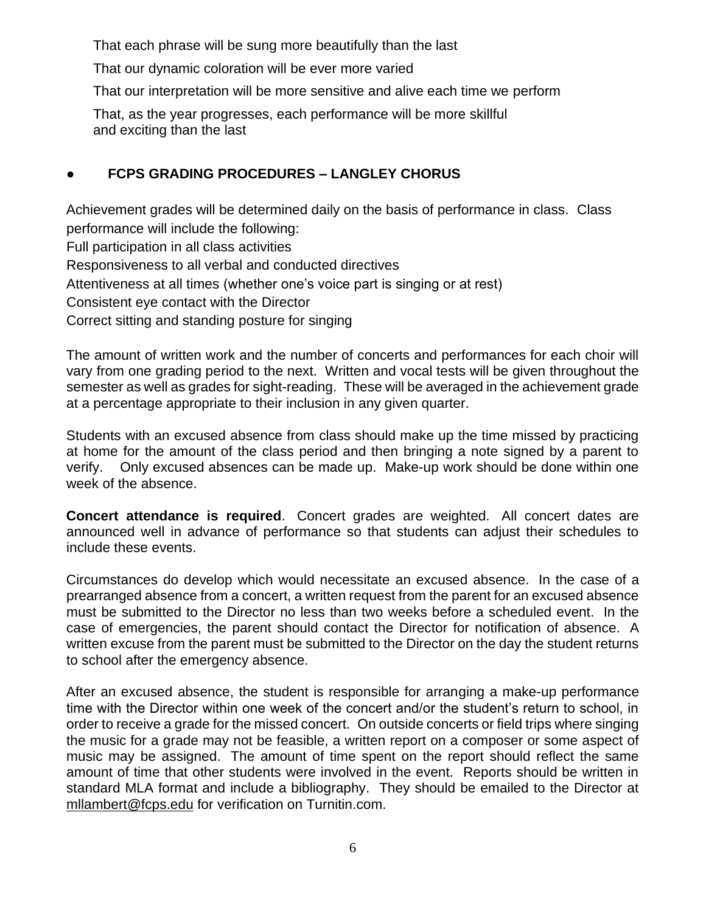That each phrase will be sung more beautifully than the last

That our dynamic coloration will be ever more varied

That our interpretation will be more sensitive and alive each time we perform

That, as the year progresses, each performance will be more skillful and exciting than the last

- **FCPS GRADING PROCEDURES – LANGLEY CHORUS**

Achievement grades will be determined daily on the basis of performance in class. Class performance will include the following:

Full participation in all class activities

Responsiveness to all verbal and conducted directives

Attentiveness at all times (whether one's voice part is singing or at rest)

Consistent eye contact with the Director

Correct sitting and standing posture for singing

The amount of written work and the number of concerts and performances for each choir will vary from one grading period to the next. Written and vocal tests will be given throughout the semester as well as grades for sight-reading. These will be averaged in the achievement grade at a percentage appropriate to their inclusion in any given quarter.

Students with an excused absence from class should make up the time missed by practicing at home for the amount of the class period and then bringing a note signed by a parent to verify. Only excused absences can be made up. Make-up work should be done within one week of the absence.

**Concert attendance is required**. Concert grades are weighted. All concert dates are announced well in advance of performance so that students can adjust their schedules to include these events.

Circumstances do develop which would necessitate an excused absence. In the case of a prearranged absence from a concert, a written request from the parent for an excused absence must be submitted to the Director no less than two weeks before a scheduled event. In the case of emergencies, the parent should contact the Director for notification of absence. A written excuse from the parent must be submitted to the Director on the day the student returns to school after the emergency absence.

After an excused absence, the student is responsible for arranging a make-up performance time with the Director within one week of the concert and/or the student's return to school, in order to receive a grade for the missed concert. On outside concerts or field trips where singing the music for a grade may not be feasible, a written report on a composer or some aspect of music may be assigned. The amount of time spent on the report should reflect the same amount of time that other students were involved in the event. Reports should be written in standard MLA format and include a bibliography. They should be emailed to the Director at mllambert@fcps.edu for verification on Turnitin.com.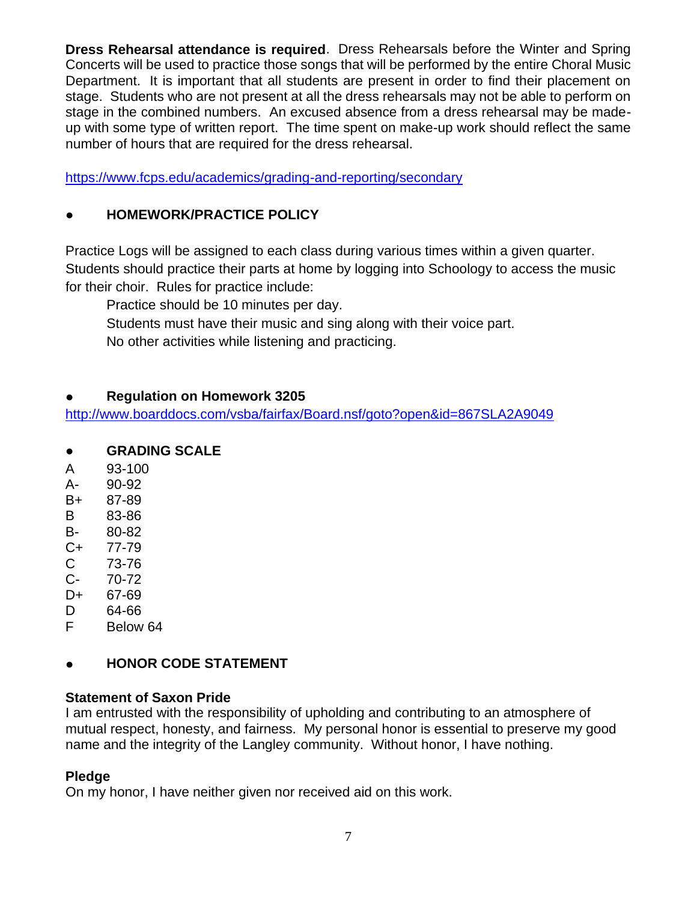**Dress Rehearsal attendance is required**. Dress Rehearsals before the Winter and Spring Concerts will be used to practice those songs that will be performed by the entire Choral Music Department. It is important that all students are present in order to find their placement on stage. Students who are not present at all the dress rehearsals may not be able to perform on stage in the combined numbers. An excused absence from a dress rehearsal may be made-up with some type of written report. The time spent on make-up work should reflect the same number of hours that are required for the dress rehearsal.

https://www.fcps.edu/academics/grading-and-reporting/secondary

- **HOMEWORK/PRACTICE POLICY**

Practice Logs will be assigned to each class during various times within a given quarter. Students should practice their parts at home by logging into Schoology to access the music for their choir. Rules for practice include:

Practice should be 10 minutes per day.
Students must have their music and sing along with their voice part.
No other activities while listening and practicing.

- **Regulation on Homework 3205**

http://www.boarddocs.com/vsba/fairfax/Board.nsf/goto?open&id=867SLA2A9049

- **GRADING SCALE**

| Grade | Range |
|---|---|
| A | 93-100 |
| A- | 90-92 |
| B+ | 87-89 |
| B | 83-86 |
| B- | 80-82 |
| C+ | 77-79 |
| C | 73-76 |
| C- | 70-72 |
| D+ | 67-69 |
| D | 64-66 |
| F | Below 64 |

- **HONOR CODE STATEMENT**

**Statement of Saxon Pride**

I am entrusted with the responsibility of upholding and contributing to an atmosphere of mutual respect, honesty, and fairness. My personal honor is essential to preserve my good name and the integrity of the Langley community. Without honor, I have nothing.

**Pledge**

On my honor, I have neither given nor received aid on this work.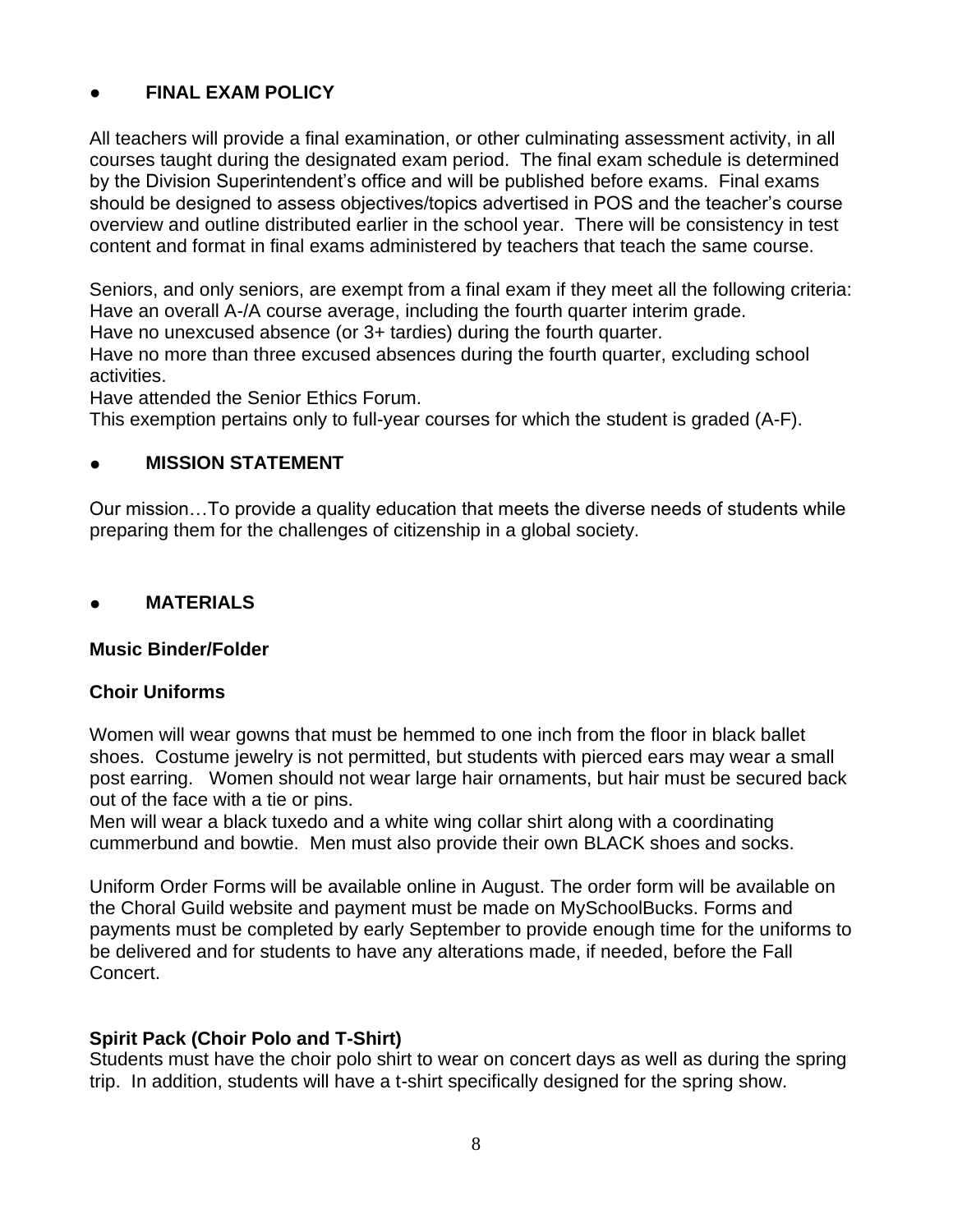- **FINAL EXAM POLICY**

All teachers will provide a final examination, or other culminating assessment activity, in all courses taught during the designated exam period. The final exam schedule is determined by the Division Superintendent's office and will be published before exams. Final exams should be designed to assess objectives/topics advertised in POS and the teacher's course overview and outline distributed earlier in the school year. There will be consistency in test content and format in final exams administered by teachers that teach the same course.

Seniors, and only seniors, are exempt from a final exam if they meet all the following criteria:
Have an overall A-/A course average, including the fourth quarter interim grade.
Have no unexcused absence (or 3+ tardies) during the fourth quarter.
Have no more than three excused absences during the fourth quarter, excluding school activities.
Have attended the Senior Ethics Forum.
This exemption pertains only to full-year courses for which the student is graded (A-F).

- **MISSION STATEMENT**

Our mission…To provide a quality education that meets the diverse needs of students while preparing them for the challenges of citizenship in a global society.

- **MATERIALS**

**Music Binder/Folder**

**Choir Uniforms**

Women will wear gowns that must be hemmed to one inch from the floor in black ballet shoes. Costume jewelry is not permitted, but students with pierced ears may wear a small post earring. Women should not wear large hair ornaments, but hair must be secured back out of the face with a tie or pins.
Men will wear a black tuxedo and a white wing collar shirt along with a coordinating cummerbund and bowtie. Men must also provide their own BLACK shoes and socks.

Uniform Order Forms will be available online in August. The order form will be available on the Choral Guild website and payment must be made on MySchoolBucks. Forms and payments must be completed by early September to provide enough time for the uniforms to be delivered and for students to have any alterations made, if needed, before the Fall Concert.

**Spirit Pack (Choir Polo and T-Shirt)**
Students must have the choir polo shirt to wear on concert days as well as during the spring trip. In addition, students will have a t-shirt specifically designed for the spring show.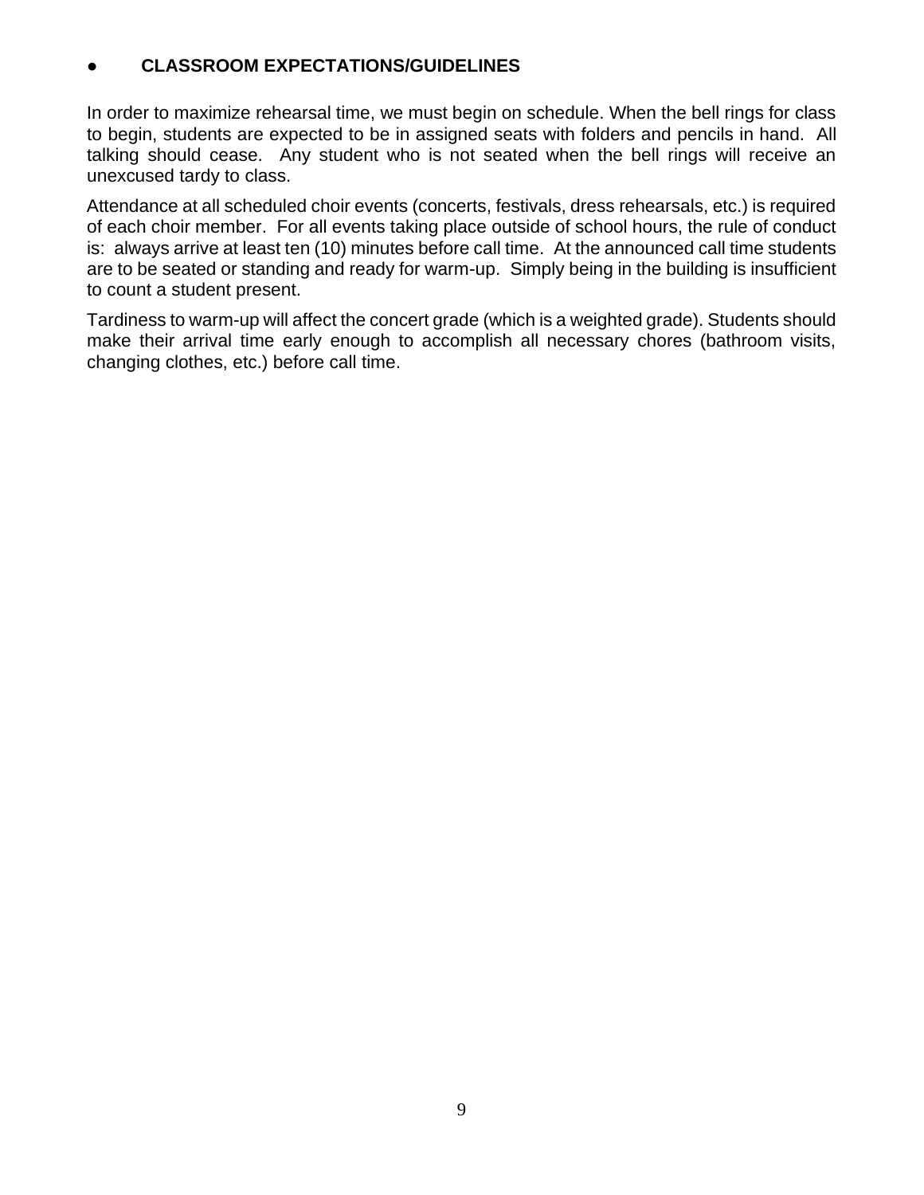- **CLASSROOM EXPECTATIONS/GUIDELINES**

In order to maximize rehearsal time, we must begin on schedule. When the bell rings for class to begin, students are expected to be in assigned seats with folders and pencils in hand. All talking should cease. Any student who is not seated when the bell rings will receive an unexcused tardy to class.

Attendance at all scheduled choir events (concerts, festivals, dress rehearsals, etc.) is required of each choir member. For all events taking place outside of school hours, the rule of conduct is: always arrive at least ten (10) minutes before call time. At the announced call time students are to be seated or standing and ready for warm-up. Simply being in the building is insufficient to count a student present.

Tardiness to warm-up will affect the concert grade (which is a weighted grade). Students should make their arrival time early enough to accomplish all necessary chores (bathroom visits, changing clothes, etc.) before call time.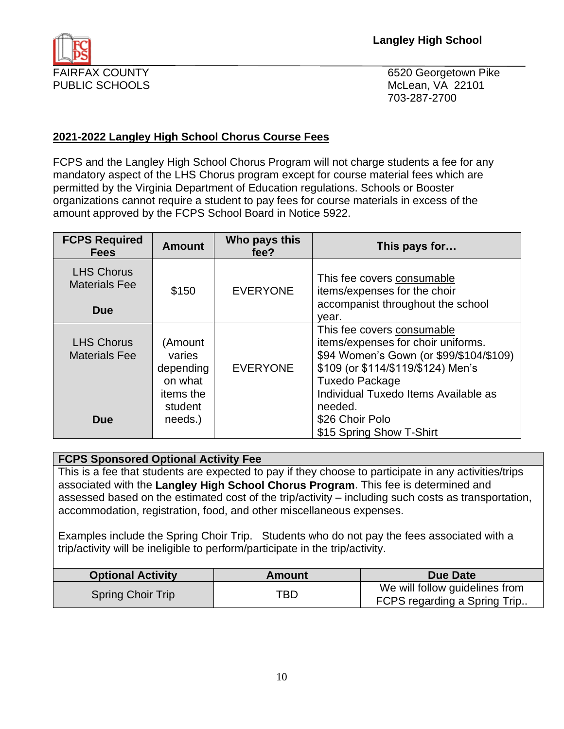**Langley High School**

FAIRFAX COUNTY
PUBLIC SCHOOLS

6520 Georgetown Pike
McLean, VA 22101
703-287-2700

## 2021-2022 Langley High School Chorus Course Fees

FCPS and the Langley High School Chorus Program will not charge students a fee for any mandatory aspect of the LHS Chorus program except for course material fees which are permitted by the Virginia Department of Education regulations. Schools or Booster organizations cannot require a student to pay fees for course materials in excess of the amount approved by the FCPS School Board in Notice 5922.

| FCPS Required Fees | Amount | Who pays this fee? | This pays for… |
|---|---|---|---|
| LHS Chorus Materials Fee<br><br>**Due** | $150 | EVERYONE | This fee covers consumable items/expenses for the choir accompanist throughout the school year. |
| LHS Chorus Materials Fee<br><br>**Due** | (Amount varies depending on what items the student needs.) | EVERYONE | This fee covers consumable items/expenses for choir uniforms.<br>$94 Women's Gown (or $99/$104/$109)<br>$109 (or $114/$119/$124) Men's Tuxedo Package<br>Individual Tuxedo Items Available as needed.<br>$26 Choir Polo<br>$15 Spring Show T-Shirt |

**FCPS Sponsored Optional Activity Fee**

This is a fee that students are expected to pay if they choose to participate in any activities/trips associated with the **Langley High School Chorus Program**. This fee is determined and assessed based on the estimated cost of the trip/activity – including such costs as transportation, accommodation, registration, food, and other miscellaneous expenses.

Examples include the Spring Choir Trip. Students who do not pay the fees associated with a trip/activity will be ineligible to perform/participate in the trip/activity.

| Optional Activity | Amount | Due Date |
|---|---|---|
| Spring Choir Trip | TBD | We will follow guidelines from FCPS regarding a Spring Trip.. |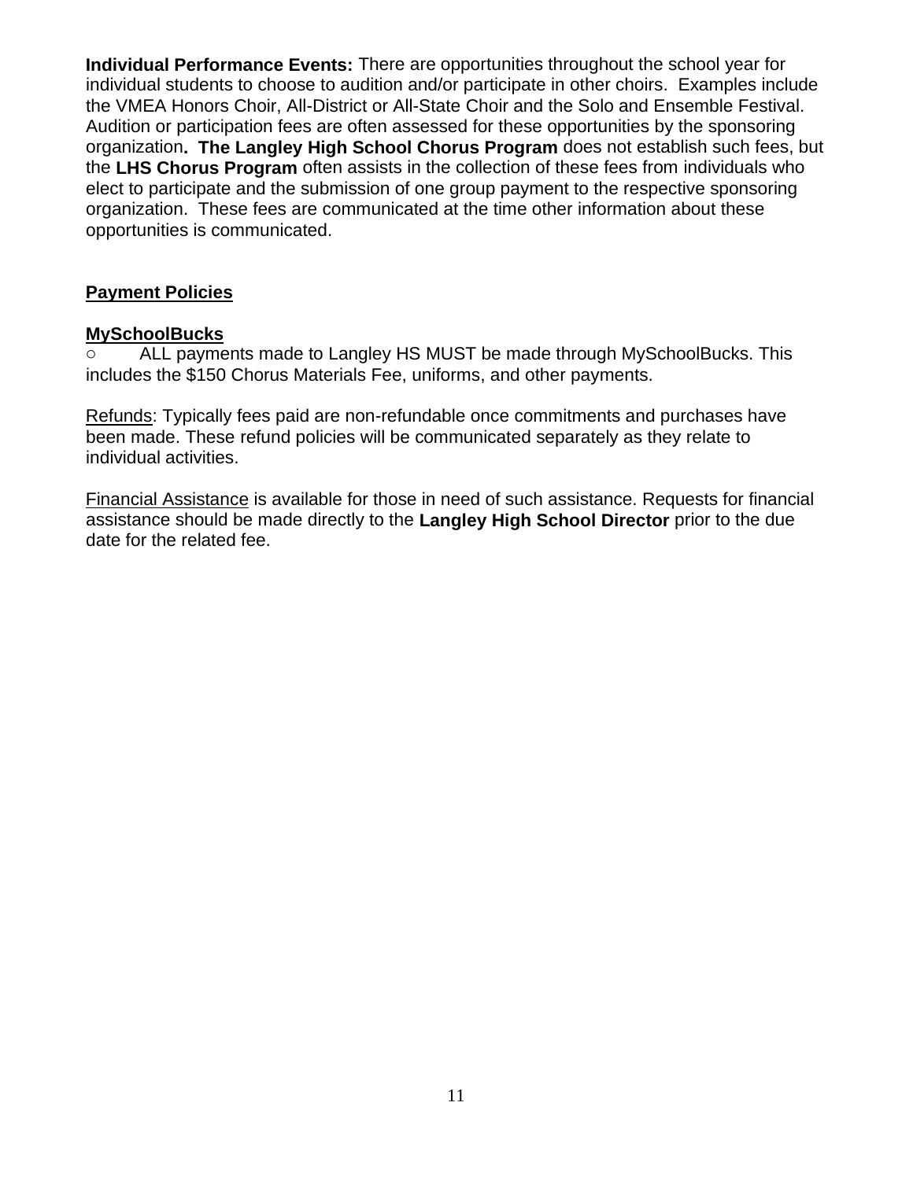**Individual Performance Events:** There are opportunities throughout the school year for individual students to choose to audition and/or participate in other choirs. Examples include the VMEA Honors Choir, All-District or All-State Choir and the Solo and Ensemble Festival. Audition or participation fees are often assessed for these opportunities by the sponsoring organization**. The Langley High School Chorus Program** does not establish such fees, but the **LHS Chorus Program** often assists in the collection of these fees from individuals who elect to participate and the submission of one group payment to the respective sponsoring organization. These fees are communicated at the time other information about these opportunities is communicated.

## Payment Policies

### MySchoolBucks

○ ALL payments made to Langley HS MUST be made through MySchoolBucks. This includes the $150 Chorus Materials Fee, uniforms, and other payments.

Refunds: Typically fees paid are non-refundable once commitments and purchases have been made. These refund policies will be communicated separately as they relate to individual activities.

Financial Assistance is available for those in need of such assistance. Requests for financial assistance should be made directly to the **Langley High School Director** prior to the due date for the related fee.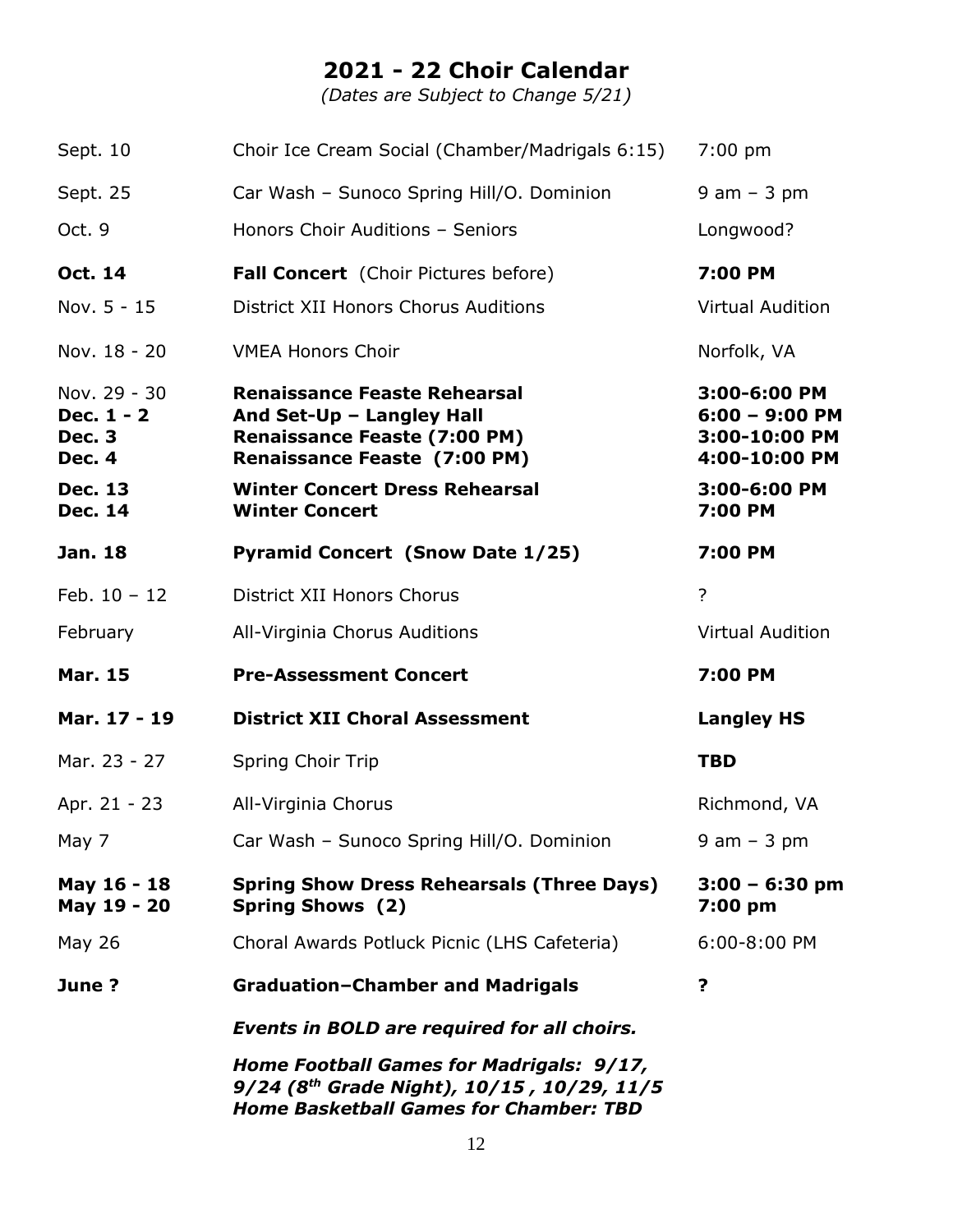# 2021 - 22 Choir Calendar

*(Dates are Subject to Change 5/21)*

| Date | Event | Time/Location |
| --- | --- | --- |
| Sept. 10 | Choir Ice Cream Social (Chamber/Madrigals 6:15) | 7:00 pm |
| Sept. 25 | Car Wash – Sunoco Spring Hill/O. Dominion | 9 am – 3 pm |
| Oct. 9 | Honors Choir Auditions – Seniors | Longwood? |
| **Oct. 14** | **Fall Concert** (Choir Pictures before) | **7:00 PM** |
| Nov. 5 - 15 | District XII Honors Chorus Auditions | Virtual Audition |
| Nov. 18 - 20 | VMEA Honors Choir | Norfolk, VA |
| Nov. 29 - 30 | **Renaissance Feaste Rehearsal** | **3:00-6:00 PM** |
| **Dec. 1 - 2** | **And Set-Up – Langley Hall** | **6:00 – 9:00 PM** |
| **Dec. 3** | **Renaissance Feaste (7:00 PM)** | **3:00-10:00 PM** |
| **Dec. 4** | **Renaissance Feaste (7:00 PM)** | **4:00-10:00 PM** |
| **Dec. 13** | **Winter Concert Dress Rehearsal** | **3:00-6:00 PM** |
| **Dec. 14** | **Winter Concert** | **7:00 PM** |
| **Jan. 18** | **Pyramid Concert (Snow Date 1/25)** | **7:00 PM** |
| Feb. 10 – 12 | District XII Honors Chorus | ? |
| February | All-Virginia Chorus Auditions | Virtual Audition |
| **Mar. 15** | **Pre-Assessment Concert** | **7:00 PM** |
| **Mar. 17 - 19** | **District XII Choral Assessment** | **Langley HS** |
| Mar. 23 - 27 | Spring Choir Trip | **TBD** |
| Apr. 21 - 23 | All-Virginia Chorus | Richmond, VA |
| May 7 | Car Wash – Sunoco Spring Hill/O. Dominion | 9 am – 3 pm |
| **May 16 - 18** | **Spring Show Dress Rehearsals (Three Days)** | **3:00 – 6:30 pm** |
| **May 19 - 20** | **Spring Shows (2)** | **7:00 pm** |
| May 26 | Choral Awards Potluck Picnic (LHS Cafeteria) | 6:00-8:00 PM |
| **June ?** | **Graduation–Chamber and Madrigals** | **?** |

***Events in BOLD are required for all choirs.***

***Home Football Games for Madrigals: 9/17, 9/24 (8th Grade Night), 10/15 , 10/29, 11/5***
***Home Basketball Games for Chamber: TBD***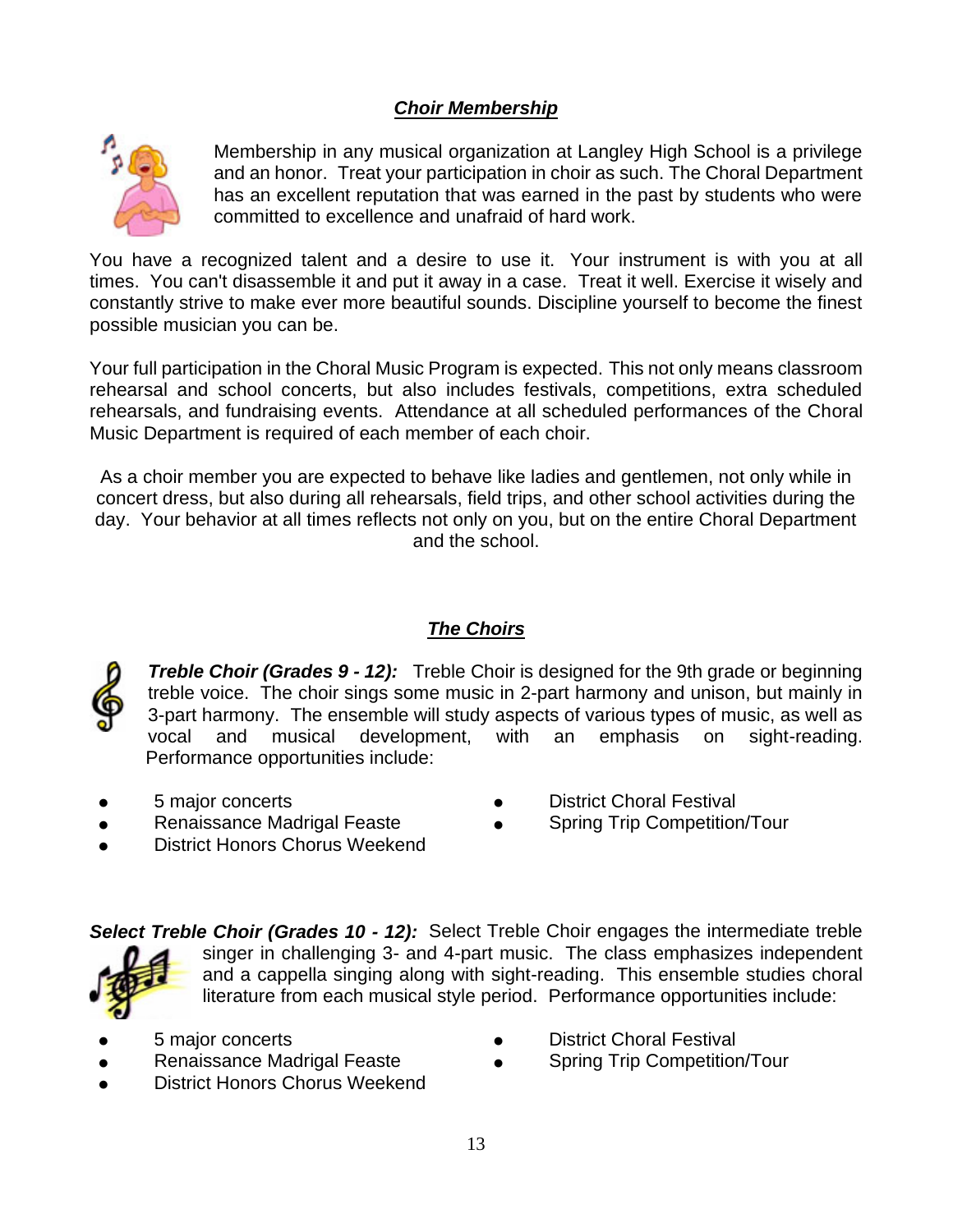## ***Choir Membership***

Membership in any musical organization at Langley High School is a privilege and an honor. Treat your participation in choir as such. The Choral Department has an excellent reputation that was earned in the past by students who were committed to excellence and unafraid of hard work.

You have a recognized talent and a desire to use it. Your instrument is with you at all times. You can't disassemble it and put it away in a case. Treat it well. Exercise it wisely and constantly strive to make ever more beautiful sounds. Discipline yourself to become the finest possible musician you can be.

Your full participation in the Choral Music Program is expected. This not only means classroom rehearsal and school concerts, but also includes festivals, competitions, extra scheduled rehearsals, and fundraising events. Attendance at all scheduled performances of the Choral Music Department is required of each member of each choir.

As a choir member you are expected to behave like ladies and gentlemen, not only while in concert dress, but also during all rehearsals, field trips, and other school activities during the day. Your behavior at all times reflects not only on you, but on the entire Choral Department and the school.

## ***The Choirs***

***Treble Choir (Grades 9 - 12):*** Treble Choir is designed for the 9th grade or beginning treble voice. The choir sings some music in 2-part harmony and unison, but mainly in 3-part harmony. The ensemble will study aspects of various types of music, as well as vocal and musical development, with an emphasis on sight-reading. Performance opportunities include:

- 5 major concerts
- Renaissance Madrigal Feaste
- District Honors Chorus Weekend
- District Choral Festival
- Spring Trip Competition/Tour

***Select Treble Choir (Grades 10 - 12):*** Select Treble Choir engages the intermediate treble singer in challenging 3- and 4-part music. The class emphasizes independent and a cappella singing along with sight-reading. This ensemble studies choral literature from each musical style period. Performance opportunities include:

- 5 major concerts
- Renaissance Madrigal Feaste
- District Honors Chorus Weekend
- District Choral Festival
- Spring Trip Competition/Tour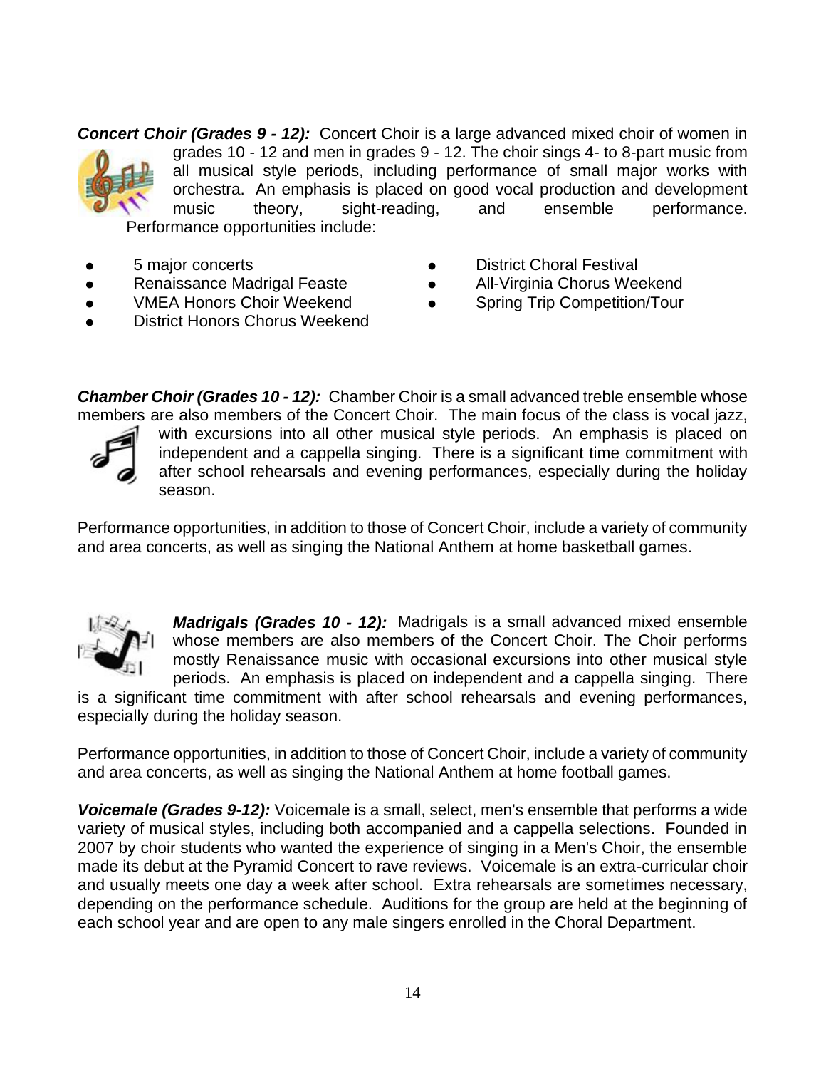***Concert Choir (Grades 9 - 12):*** Concert Choir is a large advanced mixed choir of women in grades 10 - 12 and men in grades 9 - 12. The choir sings 4- to 8-part music from all musical style periods, including performance of small major works with orchestra. An emphasis is placed on good vocal production and development music theory, sight-reading, and ensemble performance. Performance opportunities include:

- 5 major concerts
- Renaissance Madrigal Feaste
- VMEA Honors Choir Weekend
- District Honors Chorus Weekend
- District Choral Festival
- All-Virginia Chorus Weekend
- Spring Trip Competition/Tour

***Chamber Choir (Grades 10 - 12):*** Chamber Choir is a small advanced treble ensemble whose members are also members of the Concert Choir. The main focus of the class is vocal jazz, with excursions into all other musical style periods. An emphasis is placed on independent and a cappella singing. There is a significant time commitment with after school rehearsals and evening performances, especially during the holiday season.

Performance opportunities, in addition to those of Concert Choir, include a variety of community and area concerts, as well as singing the National Anthem at home basketball games.

***Madrigals (Grades 10 - 12):*** Madrigals is a small advanced mixed ensemble whose members are also members of the Concert Choir. The Choir performs mostly Renaissance music with occasional excursions into other musical style periods. An emphasis is placed on independent and a cappella singing. There is a significant time commitment with after school rehearsals and evening performances, especially during the holiday season.

Performance opportunities, in addition to those of Concert Choir, include a variety of community and area concerts, as well as singing the National Anthem at home football games.

***Voicemale (Grades 9-12):*** Voicemale is a small, select, men's ensemble that performs a wide variety of musical styles, including both accompanied and a cappella selections. Founded in 2007 by choir students who wanted the experience of singing in a Men's Choir, the ensemble made its debut at the Pyramid Concert to rave reviews. Voicemale is an extra-curricular choir and usually meets one day a week after school. Extra rehearsals are sometimes necessary, depending on the performance schedule. Auditions for the group are held at the beginning of each school year and are open to any male singers enrolled in the Choral Department.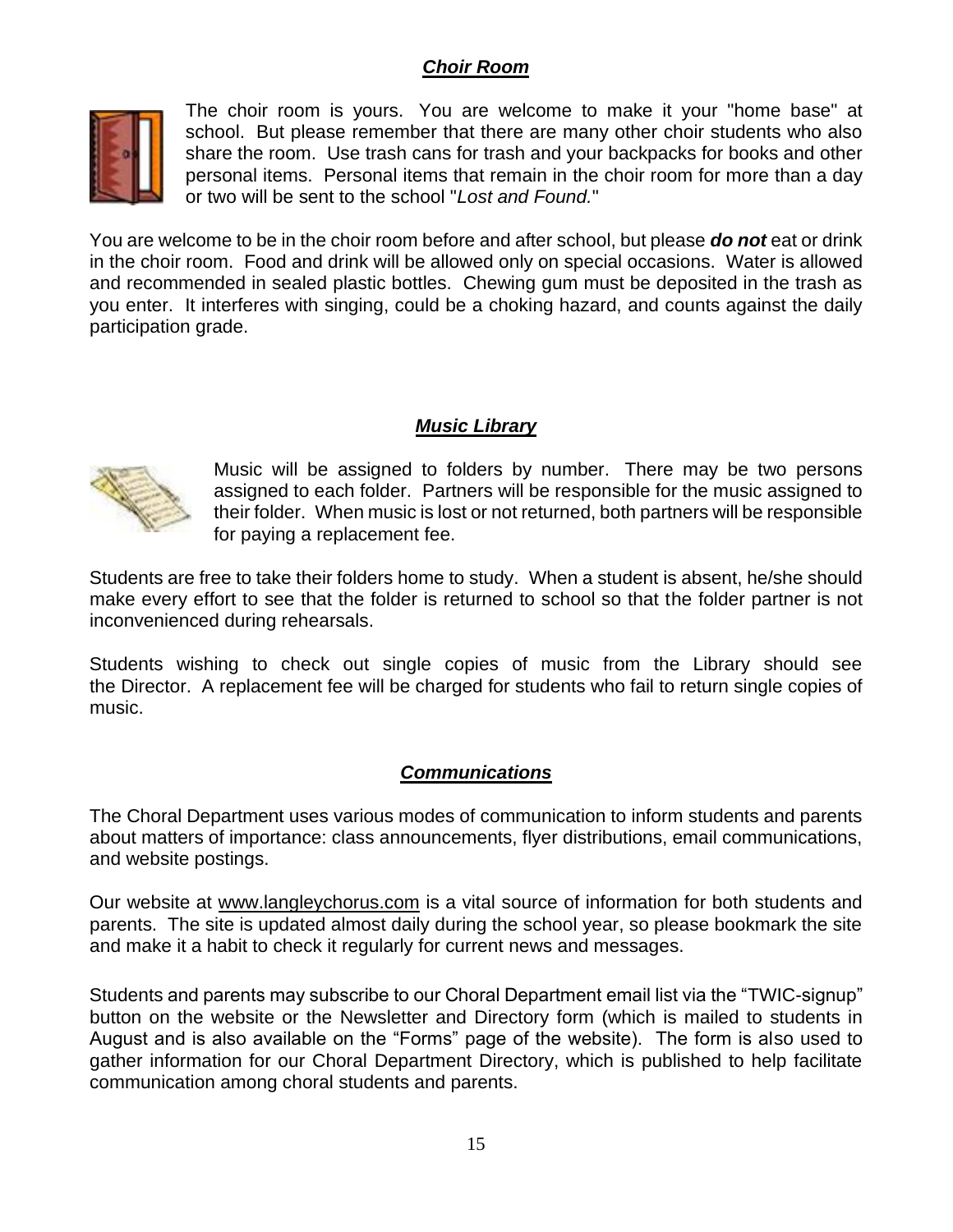## ***Choir Room***

The choir room is yours. You are welcome to make it your "home base" at school. But please remember that there are many other choir students who also share the room. Use trash cans for trash and your backpacks for books and other personal items. Personal items that remain in the choir room for more than a day or two will be sent to the school "*Lost and Found.*"

You are welcome to be in the choir room before and after school, but please ***do not*** eat or drink in the choir room. Food and drink will be allowed only on special occasions. Water is allowed and recommended in sealed plastic bottles. Chewing gum must be deposited in the trash as you enter. It interferes with singing, could be a choking hazard, and counts against the daily participation grade.

## ***Music Library***

Music will be assigned to folders by number. There may be two persons assigned to each folder. Partners will be responsible for the music assigned to their folder. When music is lost or not returned, both partners will be responsible for paying a replacement fee.

Students are free to take their folders home to study. When a student is absent, he/she should make every effort to see that the folder is returned to school so that the folder partner is not inconvenienced during rehearsals.

Students wishing to check out single copies of music from the Library should see the Director. A replacement fee will be charged for students who fail to return single copies of music.

## ***Communications***

The Choral Department uses various modes of communication to inform students and parents about matters of importance: class announcements, flyer distributions, email communications, and website postings.

Our website at www.langleychorus.com is a vital source of information for both students and parents. The site is updated almost daily during the school year, so please bookmark the site and make it a habit to check it regularly for current news and messages.

Students and parents may subscribe to our Choral Department email list via the "TWIC-signup" button on the website or the Newsletter and Directory form (which is mailed to students in August and is also available on the "Forms" page of the website). The form is also used to gather information for our Choral Department Directory, which is published to help facilitate communication among choral students and parents.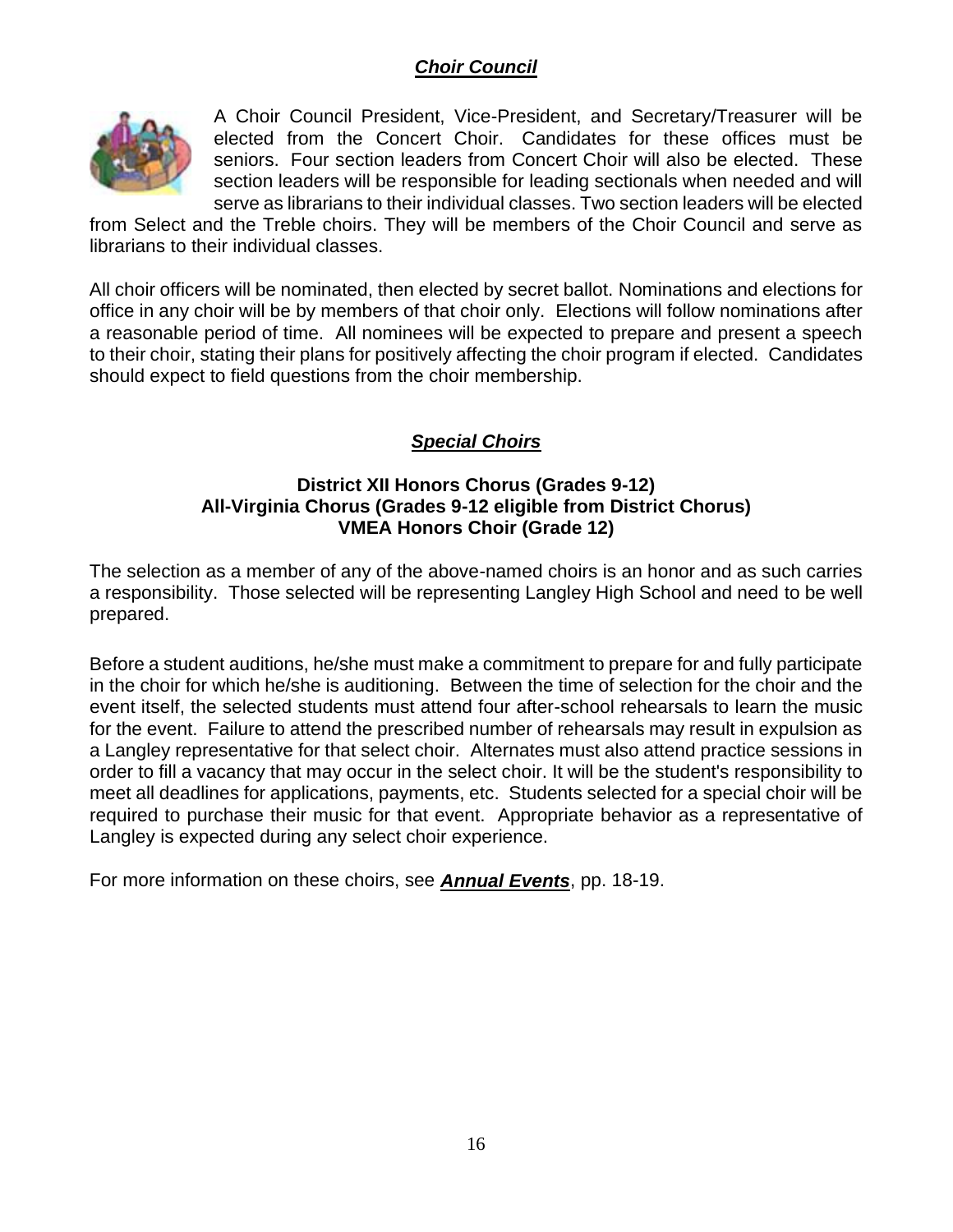## ***Choir Council***

A Choir Council President, Vice-President, and Secretary/Treasurer will be elected from the Concert Choir. Candidates for these offices must be seniors. Four section leaders from Concert Choir will also be elected. These section leaders will be responsible for leading sectionals when needed and will serve as librarians to their individual classes. Two section leaders will be elected from Select and the Treble choirs. They will be members of the Choir Council and serve as librarians to their individual classes.

All choir officers will be nominated, then elected by secret ballot. Nominations and elections for office in any choir will be by members of that choir only. Elections will follow nominations after a reasonable period of time. All nominees will be expected to prepare and present a speech to their choir, stating their plans for positively affecting the choir program if elected. Candidates should expect to field questions from the choir membership.

## ***Special Choirs***

**District XII Honors Chorus (Grades 9-12)**
**All-Virginia Chorus (Grades 9-12 eligible from District Chorus)**
**VMEA Honors Choir (Grade 12)**

The selection as a member of any of the above-named choirs is an honor and as such carries a responsibility. Those selected will be representing Langley High School and need to be well prepared.

Before a student auditions, he/she must make a commitment to prepare for and fully participate in the choir for which he/she is auditioning. Between the time of selection for the choir and the event itself, the selected students must attend four after-school rehearsals to learn the music for the event. Failure to attend the prescribed number of rehearsals may result in expulsion as a Langley representative for that select choir. Alternates must also attend practice sessions in order to fill a vacancy that may occur in the select choir. It will be the student's responsibility to meet all deadlines for applications, payments, etc. Students selected for a special choir will be required to purchase their music for that event. Appropriate behavior as a representative of Langley is expected during any select choir experience.

For more information on these choirs, see ***Annual Events***, pp. 18-19.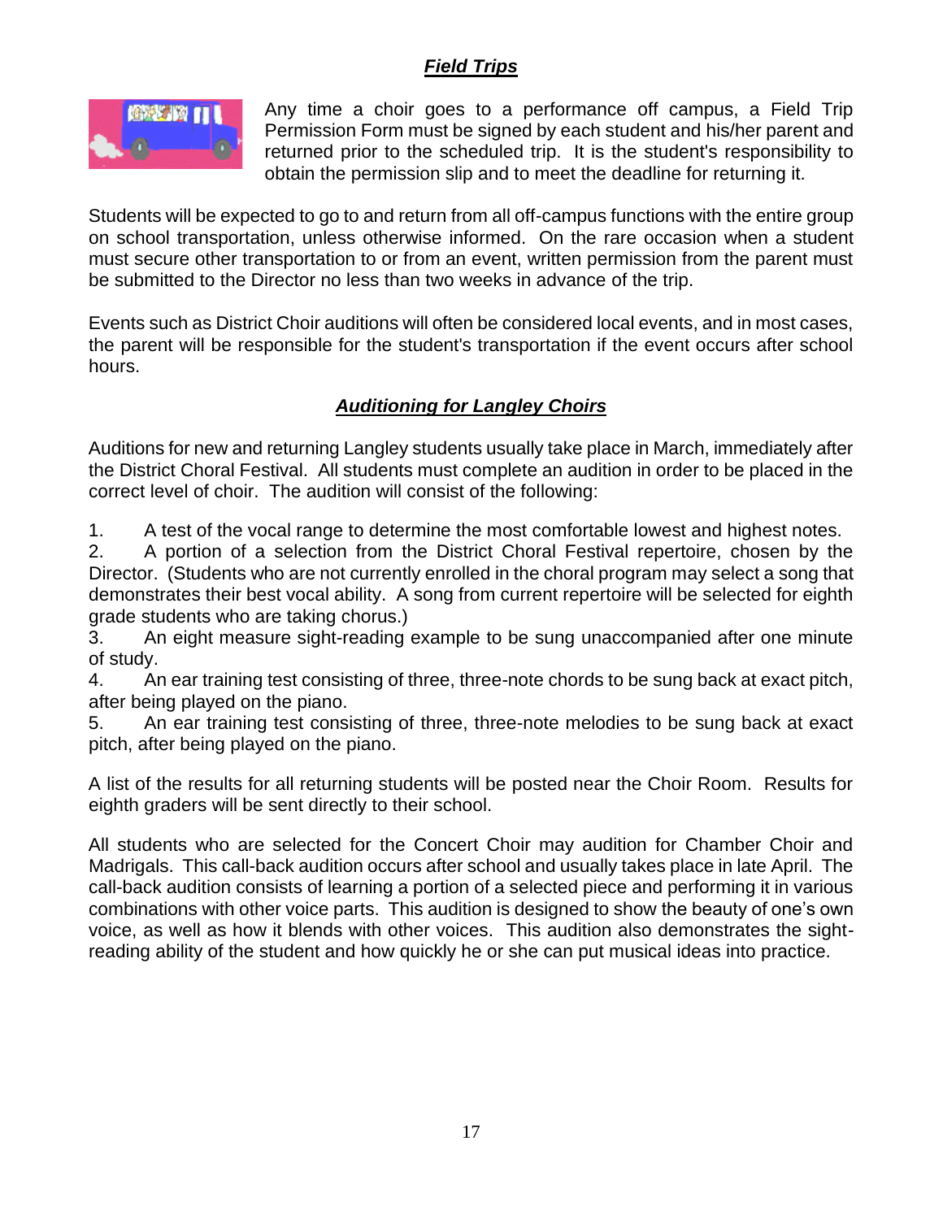## ***Field Trips***

Any time a choir goes to a performance off campus, a Field Trip Permission Form must be signed by each student and his/her parent and returned prior to the scheduled trip. It is the student's responsibility to obtain the permission slip and to meet the deadline for returning it.

Students will be expected to go to and return from all off-campus functions with the entire group on school transportation, unless otherwise informed. On the rare occasion when a student must secure other transportation to or from an event, written permission from the parent must be submitted to the Director no less than two weeks in advance of the trip.

Events such as District Choir auditions will often be considered local events, and in most cases, the parent will be responsible for the student's transportation if the event occurs after school hours.

## ***Auditioning for Langley Choirs***

Auditions for new and returning Langley students usually take place in March, immediately after the District Choral Festival. All students must complete an audition in order to be placed in the correct level of choir. The audition will consist of the following:

1. A test of the vocal range to determine the most comfortable lowest and highest notes.
2. A portion of a selection from the District Choral Festival repertoire, chosen by the Director. (Students who are not currently enrolled in the choral program may select a song that demonstrates their best vocal ability. A song from current repertoire will be selected for eighth grade students who are taking chorus.)
3. An eight measure sight-reading example to be sung unaccompanied after one minute of study.
4. An ear training test consisting of three, three-note chords to be sung back at exact pitch, after being played on the piano.
5. An ear training test consisting of three, three-note melodies to be sung back at exact pitch, after being played on the piano.

A list of the results for all returning students will be posted near the Choir Room. Results for eighth graders will be sent directly to their school.

All students who are selected for the Concert Choir may audition for Chamber Choir and Madrigals. This call-back audition occurs after school and usually takes place in late April. The call-back audition consists of learning a portion of a selected piece and performing it in various combinations with other voice parts. This audition is designed to show the beauty of one's own voice, as well as how it blends with other voices. This audition also demonstrates the sight-reading ability of the student and how quickly he or she can put musical ideas into practice.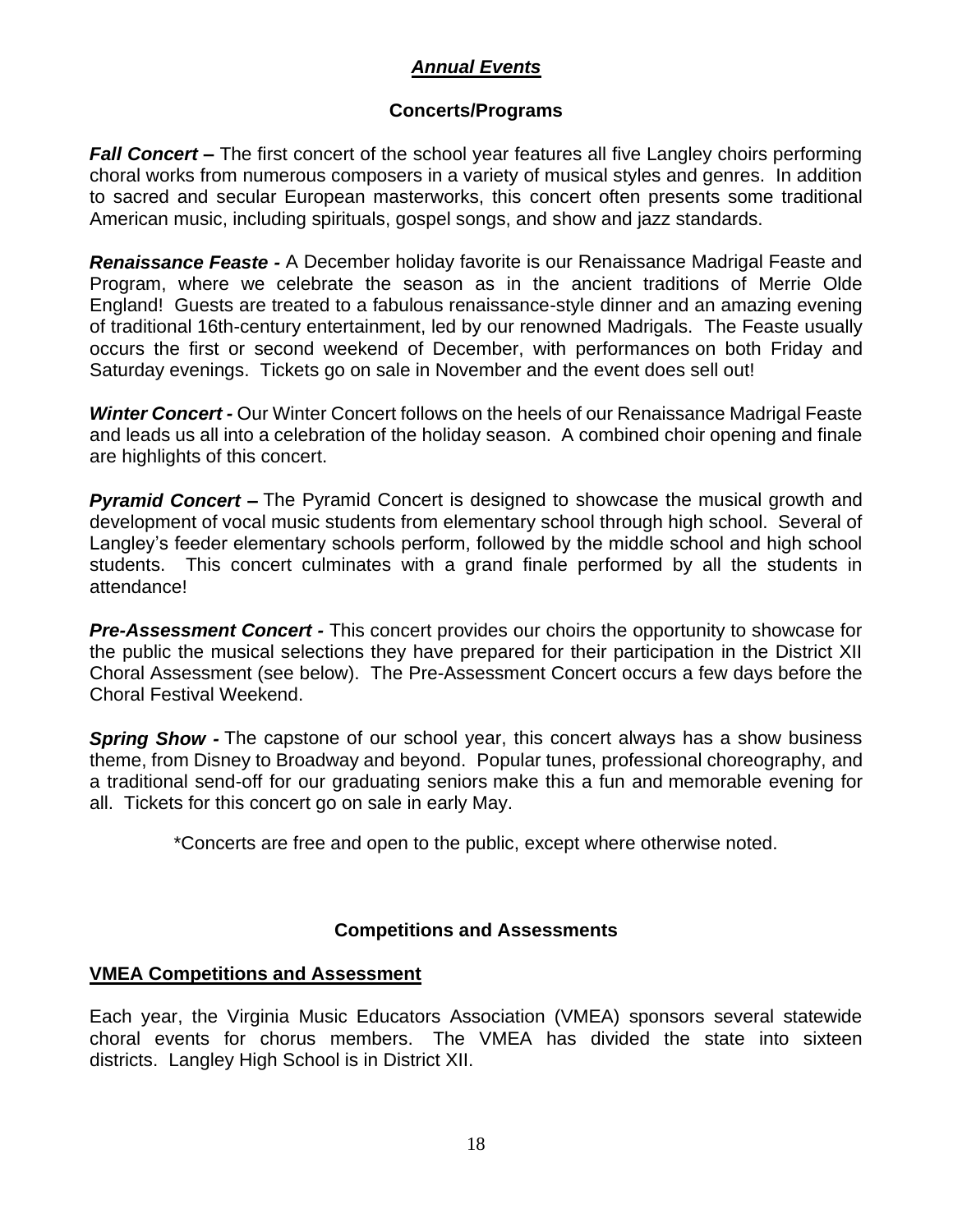## *Annual Events*

### Concerts/Programs

***Fall Concert –*** The first concert of the school year features all five Langley choirs performing choral works from numerous composers in a variety of musical styles and genres. In addition to sacred and secular European masterworks, this concert often presents some traditional American music, including spirituals, gospel songs, and show and jazz standards.

***Renaissance Feaste -*** A December holiday favorite is our Renaissance Madrigal Feaste and Program, where we celebrate the season as in the ancient traditions of Merrie Olde England! Guests are treated to a fabulous renaissance-style dinner and an amazing evening of traditional 16th-century entertainment, led by our renowned Madrigals. The Feaste usually occurs the first or second weekend of December, with performances on both Friday and Saturday evenings. Tickets go on sale in November and the event does sell out!

***Winter Concert -*** Our Winter Concert follows on the heels of our Renaissance Madrigal Feaste and leads us all into a celebration of the holiday season. A combined choir opening and finale are highlights of this concert.

***Pyramid Concert –*** The Pyramid Concert is designed to showcase the musical growth and development of vocal music students from elementary school through high school. Several of Langley's feeder elementary schools perform, followed by the middle school and high school students. This concert culminates with a grand finale performed by all the students in attendance!

***Pre-Assessment Concert -*** This concert provides our choirs the opportunity to showcase for the public the musical selections they have prepared for their participation in the District XII Choral Assessment (see below). The Pre-Assessment Concert occurs a few days before the Choral Festival Weekend.

***Spring Show -*** The capstone of our school year, this concert always has a show business theme, from Disney to Broadway and beyond. Popular tunes, professional choreography, and a traditional send-off for our graduating seniors make this a fun and memorable evening for all. Tickets for this concert go on sale in early May.

*Concerts are free and open to the public, except where otherwise noted.

### Competitions and Assessments

#### VMEA Competitions and Assessment

Each year, the Virginia Music Educators Association (VMEA) sponsors several statewide choral events for chorus members. The VMEA has divided the state into sixteen districts. Langley High School is in District XII.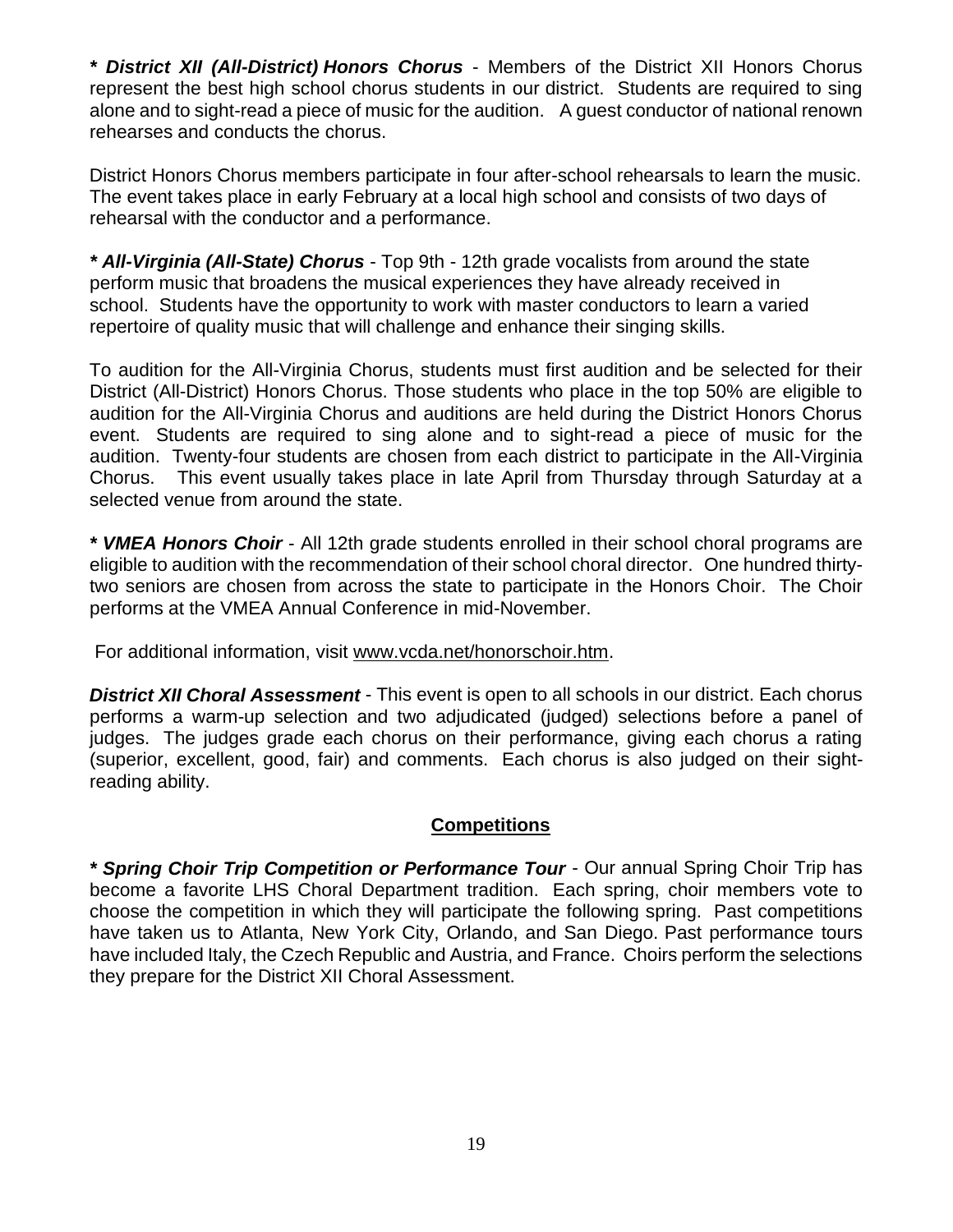***\* District XII (All-District) Honors Chorus*** - Members of the District XII Honors Chorus represent the best high school chorus students in our district. Students are required to sing alone and to sight-read a piece of music for the audition. A guest conductor of national renown rehearses and conducts the chorus.

District Honors Chorus members participate in four after-school rehearsals to learn the music. The event takes place in early February at a local high school and consists of two days of rehearsal with the conductor and a performance.

***\* All-Virginia (All-State) Chorus*** - Top 9th - 12th grade vocalists from around the state perform music that broadens the musical experiences they have already received in school. Students have the opportunity to work with master conductors to learn a varied repertoire of quality music that will challenge and enhance their singing skills.

To audition for the All-Virginia Chorus, students must first audition and be selected for their District (All-District) Honors Chorus. Those students who place in the top 50% are eligible to audition for the All-Virginia Chorus and auditions are held during the District Honors Chorus event. Students are required to sing alone and to sight-read a piece of music for the audition. Twenty-four students are chosen from each district to participate in the All-Virginia Chorus. This event usually takes place in late April from Thursday through Saturday at a selected venue from around the state.

***\* VMEA Honors Choir*** - All 12th grade students enrolled in their school choral programs are eligible to audition with the recommendation of their school choral director. One hundred thirty-two seniors are chosen from across the state to participate in the Honors Choir. The Choir performs at the VMEA Annual Conference in mid-November.

For additional information, visit www.vcda.net/honorschoir.htm.

***District XII Choral Assessment*** - This event is open to all schools in our district. Each chorus performs a warm-up selection and two adjudicated (judged) selections before a panel of judges. The judges grade each chorus on their performance, giving each chorus a rating (superior, excellent, good, fair) and comments. Each chorus is also judged on their sight-reading ability.

## Competitions

***\* Spring Choir Trip Competition or Performance Tour*** - Our annual Spring Choir Trip has become a favorite LHS Choral Department tradition. Each spring, choir members vote to choose the competition in which they will participate the following spring. Past competitions have taken us to Atlanta, New York City, Orlando, and San Diego. Past performance tours have included Italy, the Czech Republic and Austria, and France. Choirs perform the selections they prepare for the District XII Choral Assessment.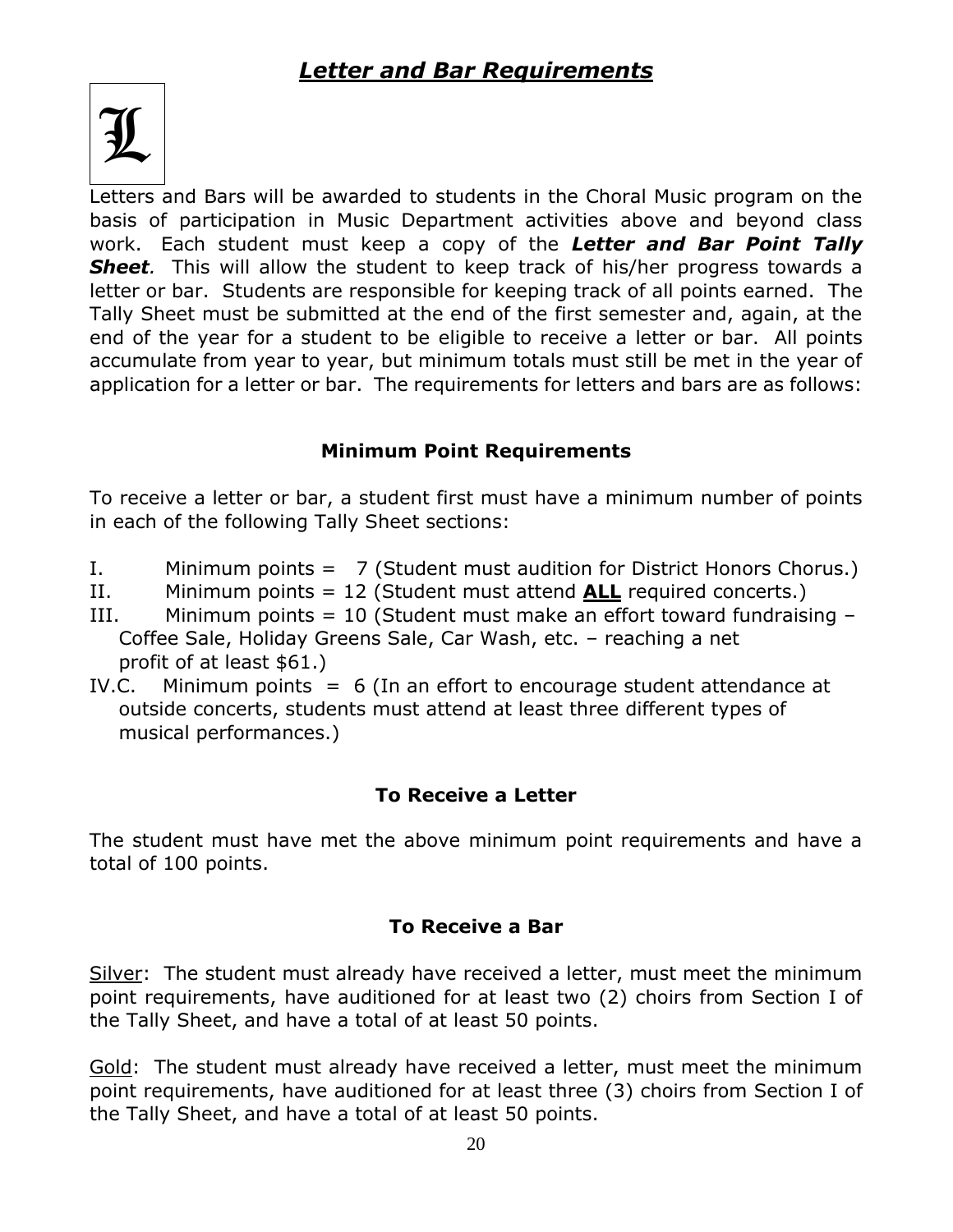# ***Letter and Bar Requirements***

Letters and Bars will be awarded to students in the Choral Music program on the basis of participation in Music Department activities above and beyond class work. Each student must keep a copy of the ***Letter and Bar Point Tally Sheet****.* This will allow the student to keep track of his/her progress towards a letter or bar. Students are responsible for keeping track of all points earned. The Tally Sheet must be submitted at the end of the first semester and, again, at the end of the year for a student to be eligible to receive a letter or bar. All points accumulate from year to year, but minimum totals must still be met in the year of application for a letter or bar. The requirements for letters and bars are as follows:

### **Minimum Point Requirements**

To receive a letter or bar, a student first must have a minimum number of points in each of the following Tally Sheet sections:

- I. Minimum points = 7 (Student must audition for District Honors Chorus.)
- II. Minimum points = 12 (Student must attend **ALL** required concerts.)
- III. Minimum points = 10 (Student must make an effort toward fundraising – Coffee Sale, Holiday Greens Sale, Car Wash, etc. – reaching a net profit of at least $61.)
- IV.C. Minimum points = 6 (In an effort to encourage student attendance at outside concerts, students must attend at least three different types of musical performances.)

### **To Receive a Letter**

The student must have met the above minimum point requirements and have a total of 100 points.

### **To Receive a Bar**

Silver: The student must already have received a letter, must meet the minimum point requirements, have auditioned for at least two (2) choirs from Section I of the Tally Sheet, and have a total of at least 50 points.

Gold: The student must already have received a letter, must meet the minimum point requirements, have auditioned for at least three (3) choirs from Section I of the Tally Sheet, and have a total of at least 50 points.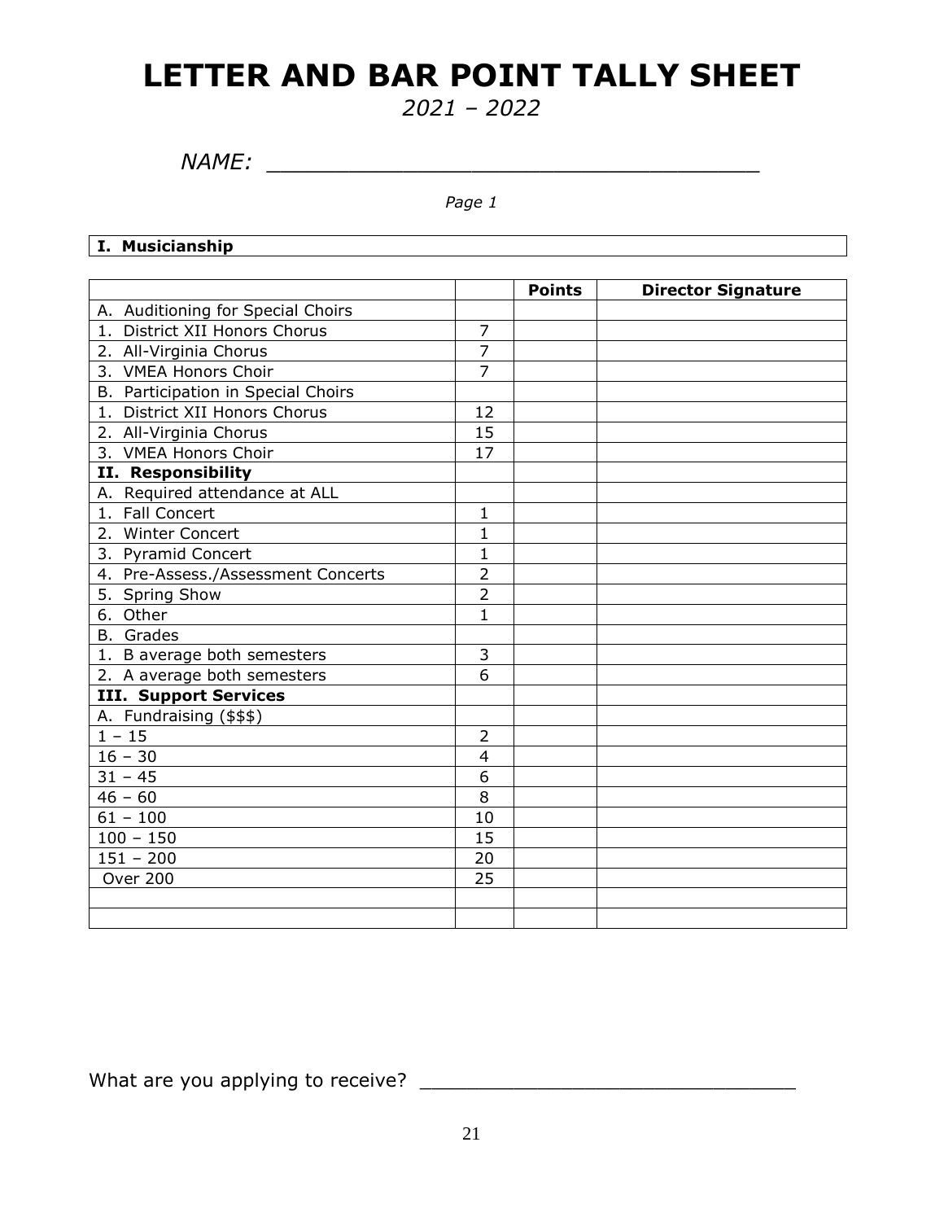# LETTER AND BAR POINT TALLY SHEET

*2021 – 2022*

*NAME:* ___________________________________

*Page 1*

**I. Musicianship**

| | | Points | Director Signature |
|---|---|---|---|
| A. Auditioning for Special Choirs | | | |
| 1. District XII Honors Chorus | 7 | | |
| 2. All-Virginia Chorus | 7 | | |
| 3. VMEA Honors Choir | 7 | | |
| B. Participation in Special Choirs | | | |
| 1. District XII Honors Chorus | 12 | | |
| 2. All-Virginia Chorus | 15 | | |
| 3. VMEA Honors Choir | 17 | | |
| **II. Responsibility** | | | |
| A. Required attendance at ALL | | | |
| 1. Fall Concert | 1 | | |
| 2. Winter Concert | 1 | | |
| 3. Pyramid Concert | 1 | | |
| 4. Pre-Assess./Assessment Concerts | 2 | | |
| 5. Spring Show | 2 | | |
| 6. Other | 1 | | |
| B. Grades | | | |
| 1. B average both semesters | 3 | | |
| 2. A average both semesters | 6 | | |
| **III. Support Services** | | | |
| A. Fundraising ($$$) | | | |
| 1 – 15 | 2 | | |
| 16 – 30 | 4 | | |
| 31 – 45 | 6 | | |
| 46 – 60 | 8 | | |
| 61 – 100 | 10 | | |
| 100 – 150 | 15 | | |
| 151 – 200 | 20 | | |
| Over 200 | 25 | | |
| | | | |
| | | | |

What are you applying to receive? ______________________________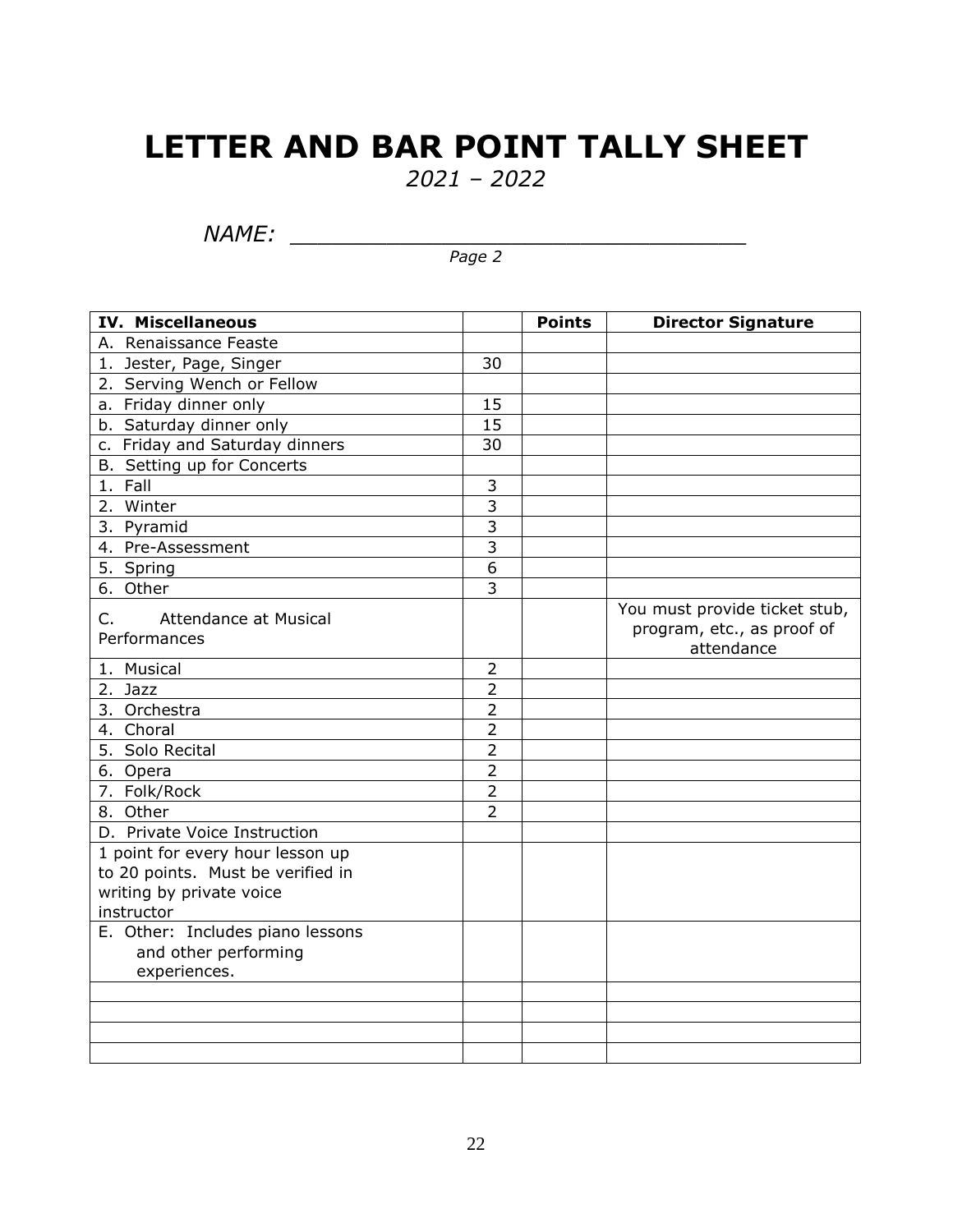# LETTER AND BAR POINT TALLY SHEET

*2021 – 2022*

*NAME: ___________________________________*

*Page 2*

| IV. Miscellaneous | | Points | Director Signature |
|---|---|---|---|
| A. Renaissance Feaste | | | |
| 1. Jester, Page, Singer | 30 | | |
| 2. Serving Wench or Fellow | | | |
| a. Friday dinner only | 15 | | |
| b. Saturday dinner only | 15 | | |
| c. Friday and Saturday dinners | 30 | | |
| B. Setting up for Concerts | | | |
| 1. Fall | 3 | | |
| 2. Winter | 3 | | |
| 3. Pyramid | 3 | | |
| 4. Pre-Assessment | 3 | | |
| 5. Spring | 6 | | |
| 6. Other | 3 | | |
| C. Attendance at Musical Performances | | | You must provide ticket stub, program, etc., as proof of attendance |
| 1. Musical | 2 | | |
| 2. Jazz | 2 | | |
| 3. Orchestra | 2 | | |
| 4. Choral | 2 | | |
| 5. Solo Recital | 2 | | |
| 6. Opera | 2 | | |
| 7. Folk/Rock | 2 | | |
| 8. Other | 2 | | |
| D. Private Voice Instruction | | | |
| 1 point for every hour lesson up to 20 points. Must be verified in writing by private voice instructor | | | |
| E. Other: Includes piano lessons and other performing experiences. | | | |
| | | | |
| | | | |
| | | | |
| | | | |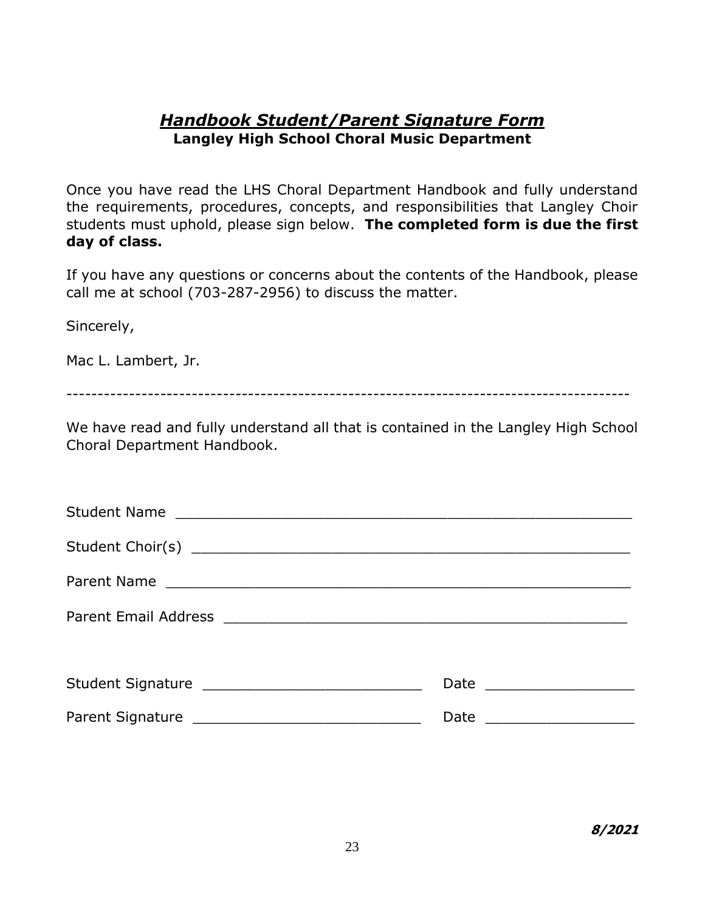## ***Handbook Student/Parent Signature Form***

**Langley High School Choral Music Department**

Once you have read the LHS Choral Department Handbook and fully understand the requirements, procedures, concepts, and responsibilities that Langley Choir students must uphold, please sign below. **The completed form is due the first day of class.**

If you have any questions or concerns about the contents of the Handbook, please call me at school (703-287-2956) to discuss the matter.

Sincerely,

Mac L. Lambert, Jr.

-------------------------------------------------------------------------------------------

We have read and fully understand all that is contained in the Langley High School Choral Department Handbook.

Student Name ___________________________________________________

Student Choir(s) _________________________________________________

Parent Name ____________________________________________________

Parent Email Address _____________________________________________

Student Signature _________________________ Date ________________

Parent Signature __________________________ Date ________________

***8/2021***